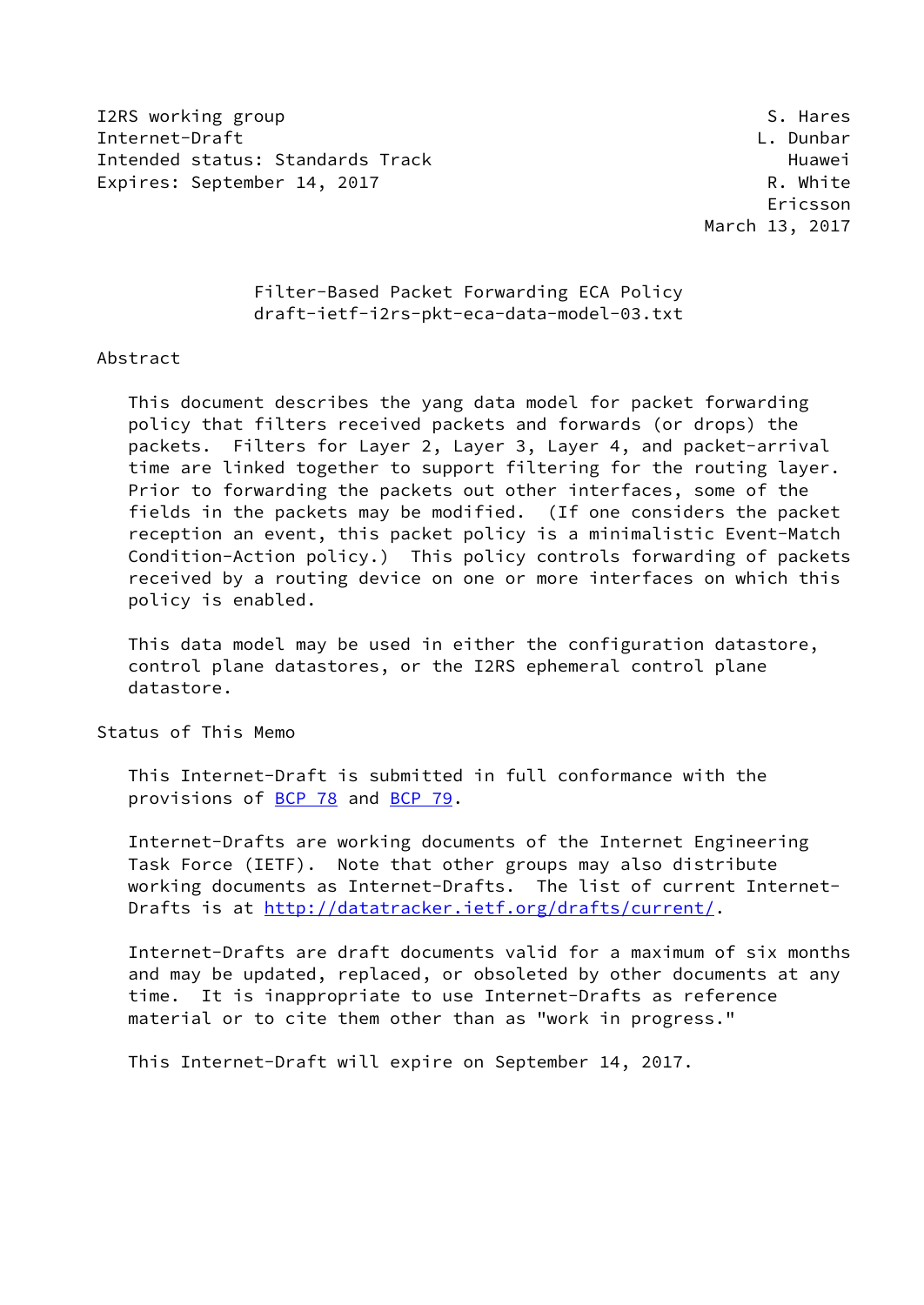I2RS working group S. Hares
Internet-Draft L. Dunbar
Intended status: Standards Track Huawei
Expires: September 14, 2017 R. White
Ericsson
March 13, 2017

# Filter-Based Packet Forwarding ECA Policy
draft-ietf-i2rs-pkt-eca-data-model-03.txt

## Abstract

This document describes the yang data model for packet forwarding policy that filters received packets and forwards (or drops) the packets. Filters for Layer 2, Layer 3, Layer 4, and packet-arrival time are linked together to support filtering for the routing layer. Prior to forwarding the packets out other interfaces, some of the fields in the packets may be modified. (If one considers the packet reception an event, this packet policy is a minimalistic Event-Match Condition-Action policy.) This policy controls forwarding of packets received by a routing device on one or more interfaces on which this policy is enabled.

This data model may be used in either the configuration datastore, control plane datastores, or the I2RS ephemeral control plane datastore.

## Status of This Memo

This Internet-Draft is submitted in full conformance with the provisions of BCP 78 and BCP 79.

Internet-Drafts are working documents of the Internet Engineering Task Force (IETF). Note that other groups may also distribute working documents as Internet-Drafts. The list of current Internet-Drafts is at http://datatracker.ietf.org/drafts/current/.

Internet-Drafts are draft documents valid for a maximum of six months and may be updated, replaced, or obsoleted by other documents at any time. It is inappropriate to use Internet-Drafts as reference material or to cite them other than as "work in progress."

This Internet-Draft will expire on September 14, 2017.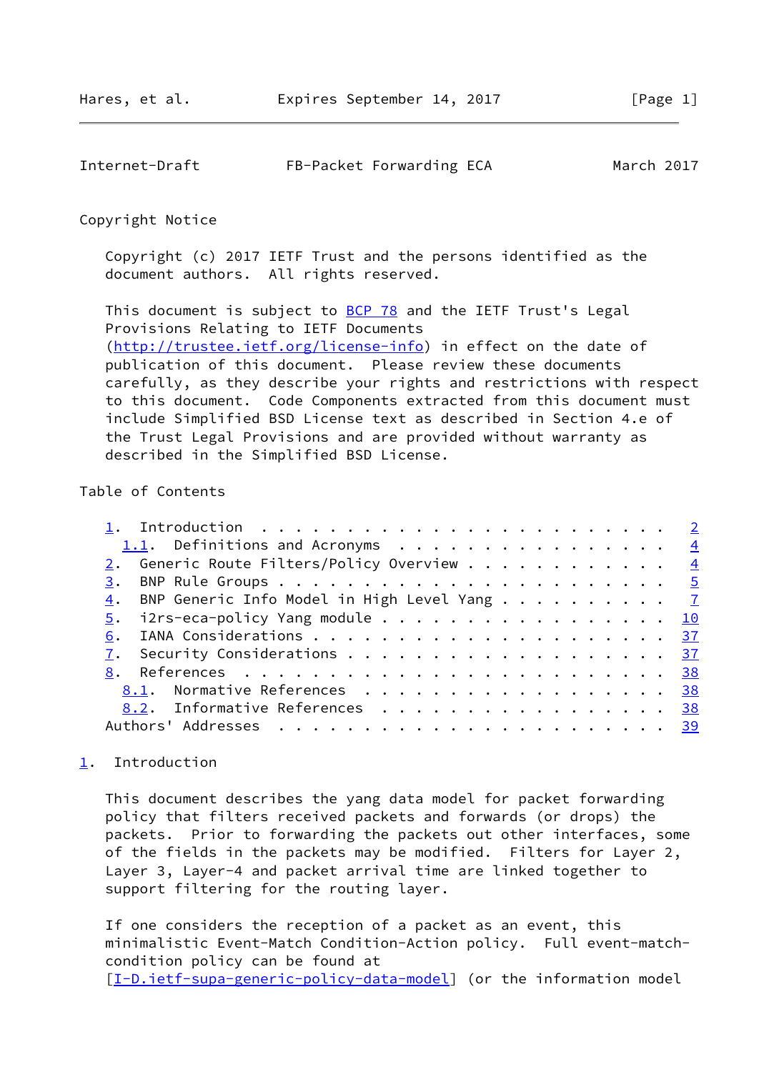Copyright Notice

Copyright (c) 2017 IETF Trust and the persons identified as the document authors. All rights reserved.

This document is subject to BCP 78 and the IETF Trust's Legal Provisions Relating to IETF Documents (http://trustee.ietf.org/license-info) in effect on the date of publication of this document. Please review these documents carefully, as they describe your rights and restrictions with respect to this document. Code Components extracted from this document must include Simplified BSD License text as described in Section 4.e of the Trust Legal Provisions and are provided without warranty as described in the Simplified BSD License.

Table of Contents

```
   1.  Introduction . . . . . . . . . . . . . . . . . . . . . . . .   2
     1.1.  Definitions and Acronyms . . . . . . . . . . . . . . . .   4
   2.  Generic Route Filters/Policy Overview . . . . . . . . . . . .   4
   3.  BNP Rule Groups . . . . . . . . . . . . . . . . . . . . . . .   5
   4.  BNP Generic Info Model in High Level Yang . . . . . . . . . .   7
   5.  i2rs-eca-policy Yang module . . . . . . . . . . . . . . . . .  10
   6.  IANA Considerations . . . . . . . . . . . . . . . . . . . . .  37
   7.  Security Considerations . . . . . . . . . . . . . . . . . . .  37
   8.  References  . . . . . . . . . . . . . . . . . . . . . . . . .  38
     8.1.  Normative References  . . . . . . . . . . . . . . . . . .  38
     8.2.  Informative References  . . . . . . . . . . . . . . . . .  38
   Authors' Addresses  . . . . . . . . . . . . . . . . . . . . . . .  39
```

# 1. Introduction

This document describes the yang data model for packet forwarding policy that filters received packets and forwards (or drops) the packets. Prior to forwarding the packets out other interfaces, some of the fields in the packets may be modified. Filters for Layer 2, Layer 3, Layer-4 and packet arrival time are linked together to support filtering for the routing layer.

If one considers the reception of a packet as an event, this minimalistic Event-Match Condition-Action policy. Full event-match-condition policy can be found at [I-D.ietf-supa-generic-policy-data-model] (or the information model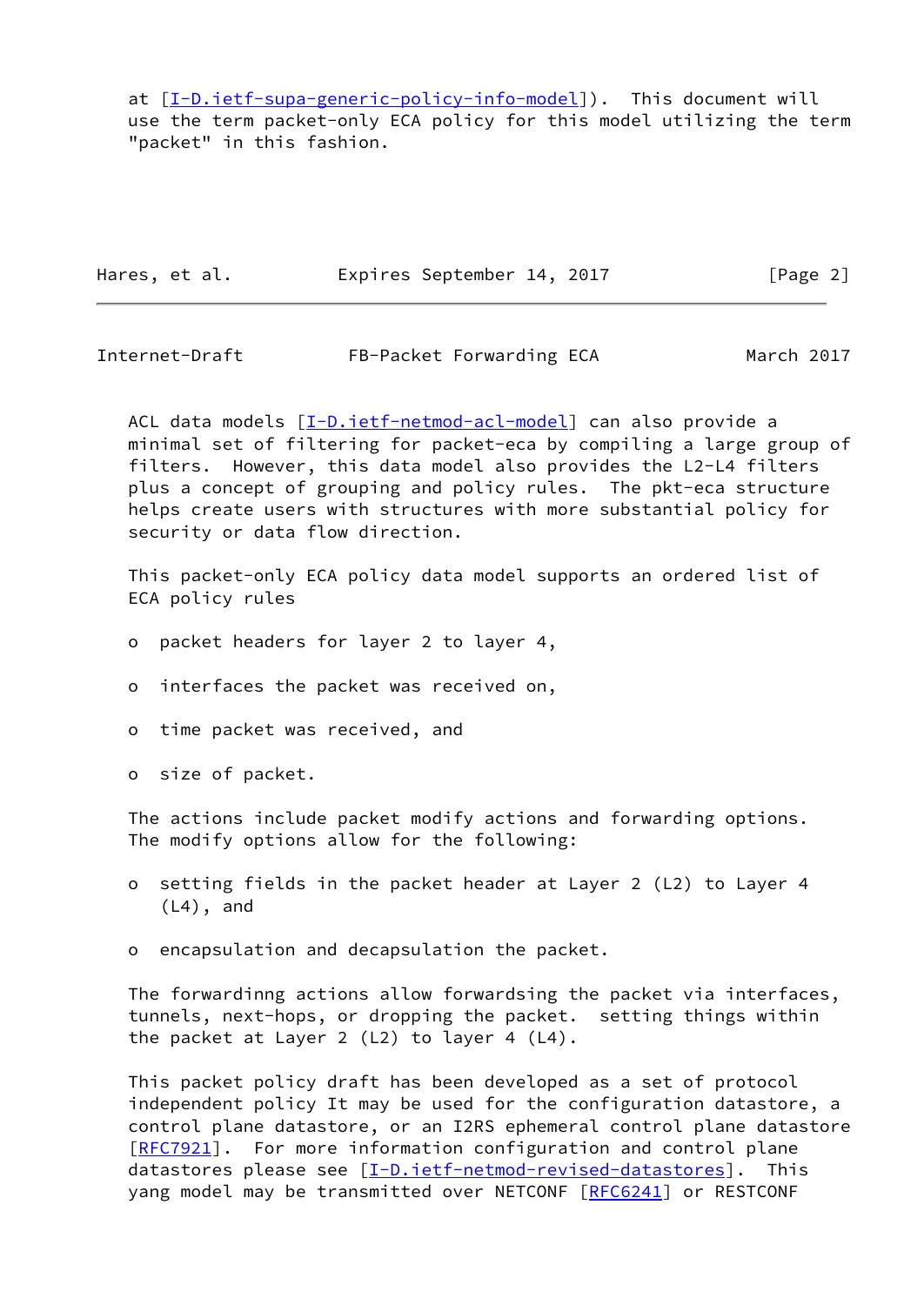at [I-D.ietf-supa-generic-policy-info-model]). This document will use the term packet-only ECA policy for this model utilizing the term "packet" in this fashion.

ACL data models [I-D.ietf-netmod-acl-model] can also provide a minimal set of filtering for packet-eca by compiling a large group of filters. However, this data model also provides the L2-L4 filters plus a concept of grouping and policy rules. The pkt-eca structure helps create users with structures with more substantial policy for security or data flow direction.

This packet-only ECA policy data model supports an ordered list of ECA policy rules

- packet headers for layer 2 to layer 4,
- interfaces the packet was received on,
- time packet was received, and
- size of packet.

The actions include packet modify actions and forwarding options. The modify options allow for the following:

- setting fields in the packet header at Layer 2 (L2) to Layer 4 (L4), and
- encapsulation and decapsulation the packet.

The forwardinng actions allow forwardsing the packet via interfaces, tunnels, next-hops, or dropping the packet. setting things within the packet at Layer 2 (L2) to layer 4 (L4).

This packet policy draft has been developed as a set of protocol independent policy It may be used for the configuration datastore, a control plane datastore, or an I2RS ephemeral control plane datastore [RFC7921]. For more information configuration and control plane datastores please see [I-D.ietf-netmod-revised-datastores]. This yang model may be transmitted over NETCONF [RFC6241] or RESTCONF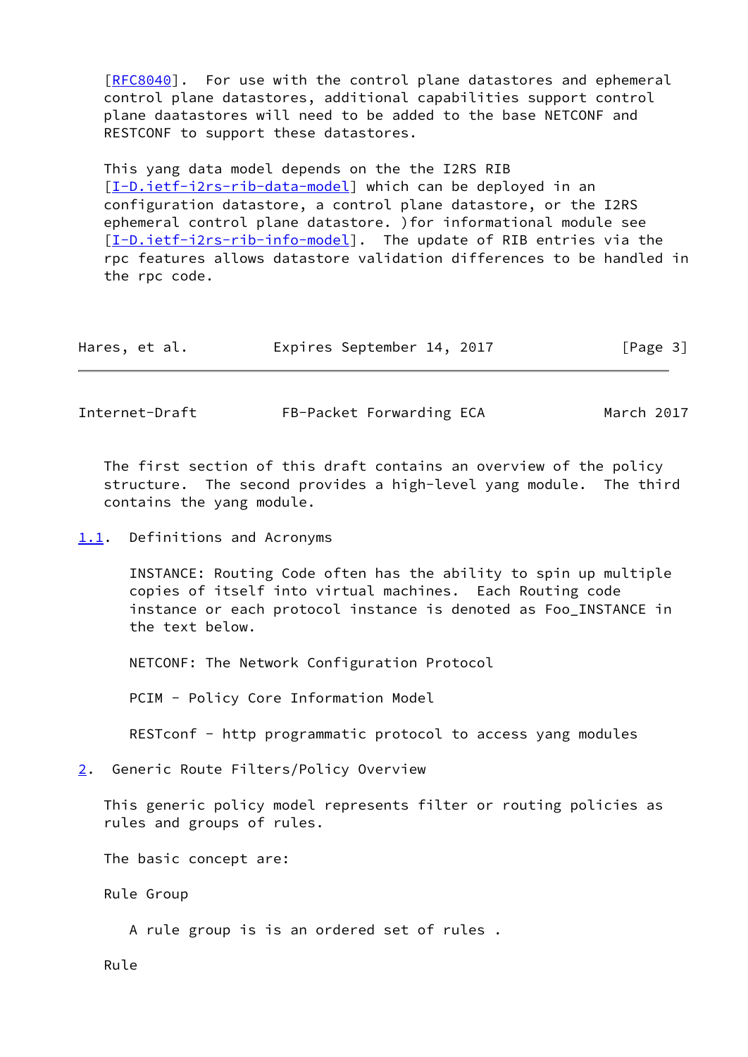[RFC8040]. For use with the control plane datastores and ephemeral control plane datastores, additional capabilities support control plane daatastores will need to be added to the base NETCONF and RESTCONF to support these datastores.

This yang data model depends on the the I2RS RIB [I-D.ietf-i2rs-rib-data-model] which can be deployed in an configuration datastore, a control plane datastore, or the I2RS ephemeral control plane datastore. )for informational module see [I-D.ietf-i2rs-rib-info-model]. The update of RIB entries via the rpc features allows datastore validation differences to be handled in the rpc code.

The first section of this draft contains an overview of the policy structure. The second provides a high-level yang module. The third contains the yang module.

## 1.1. Definitions and Acronyms

INSTANCE: Routing Code often has the ability to spin up multiple copies of itself into virtual machines. Each Routing code instance or each protocol instance is denoted as Foo_INSTANCE in the text below.

NETCONF: The Network Configuration Protocol

PCIM - Policy Core Information Model

RESTconf - http programmatic protocol to access yang modules

# 2. Generic Route Filters/Policy Overview

This generic policy model represents filter or routing policies as rules and groups of rules.

The basic concept are:

Rule Group

A rule group is is an ordered set of rules .

Rule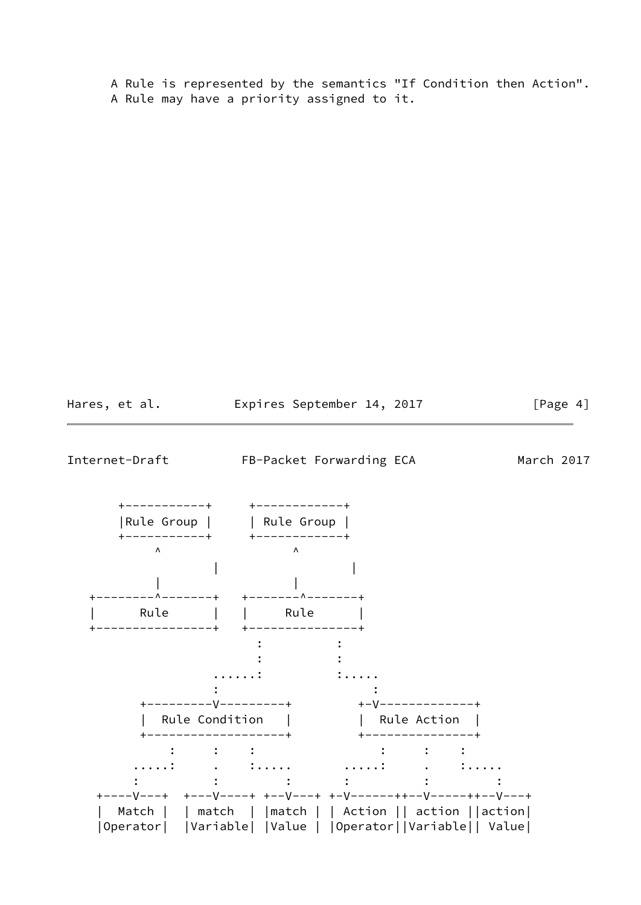A Rule is represented by the semantics "If Condition then Action". A Rule may have a priority assigned to it.

```
       +-----------+      +------------+
       |Rule Group |      | Rule Group |
       +-----------+      +------------+
            ^                   ^
                    |                   |
            |                   |
   +--------^-------+   +-------^-------+
   |      Rule      |   |     Rule      |
   +----------------+   +---------------+
                          :          :
                          :          :
                    ......:          :.....
                    :                     :
         +---------V---------+         +-V-------------+
         |  Rule Condition   |         |  Rule Action  |
         +-------------------+         +---------------+
             :      :    :                 :     :    :
        .....:      .    :.....       .....:     .    :.....
        :           :         :       :          :         :
    +----V---+  +---V----+ +--V---+ +-V------++--V-----++--V---+
    |  Match |  | match  | |match | | Action || action ||action|
    |Operator|  |Variable| |Value | |Operator||Variable|| Value|
```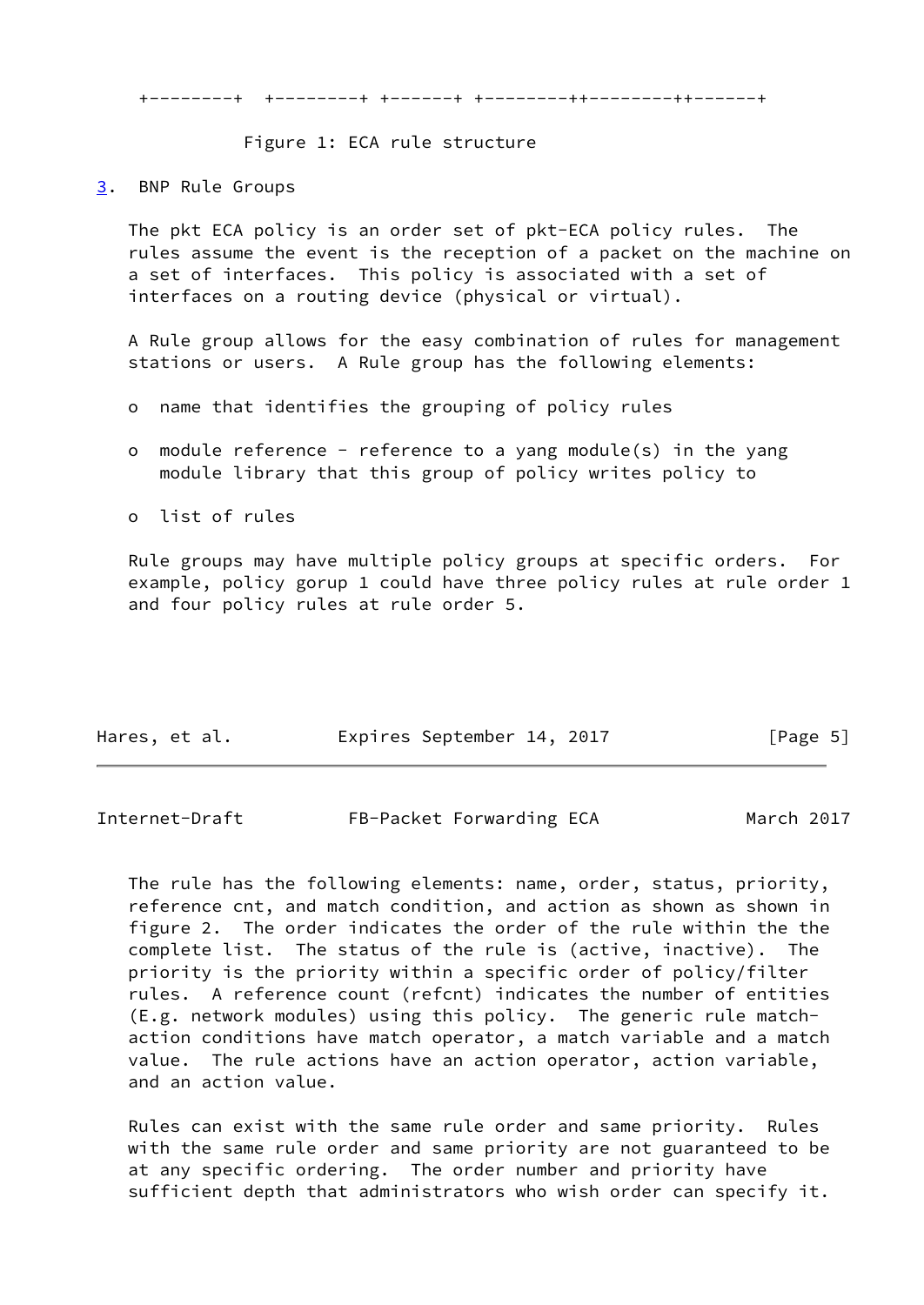```
 +--------+  +--------+ +------+ +--------++--------++------+
```

Figure 1: ECA rule structure

## 3. BNP Rule Groups

The pkt ECA policy is an order set of pkt-ECA policy rules. The rules assume the event is the reception of a packet on the machine on a set of interfaces. This policy is associated with a set of interfaces on a routing device (physical or virtual).

A Rule group allows for the easy combination of rules for management stations or users. A Rule group has the following elements:

- o name that identifies the grouping of policy rules
- o module reference - reference to a yang module(s) in the yang module library that this group of policy writes policy to
- o list of rules

Rule groups may have multiple policy groups at specific orders. For example, policy gorup 1 could have three policy rules at rule order 1 and four policy rules at rule order 5.

The rule has the following elements: name, order, status, priority, reference cnt, and match condition, and action as shown as shown in figure 2. The order indicates the order of the rule within the the complete list. The status of the rule is (active, inactive). The priority is the priority within a specific order of policy/filter rules. A reference count (refcnt) indicates the number of entities (E.g. network modules) using this policy. The generic rule match-action conditions have match operator, a match variable and a match value. The rule actions have an action operator, action variable, and an action value.

Rules can exist with the same rule order and same priority. Rules with the same rule order and same priority are not guaranteed to be at any specific ordering. The order number and priority have sufficient depth that administrators who wish order can specify it.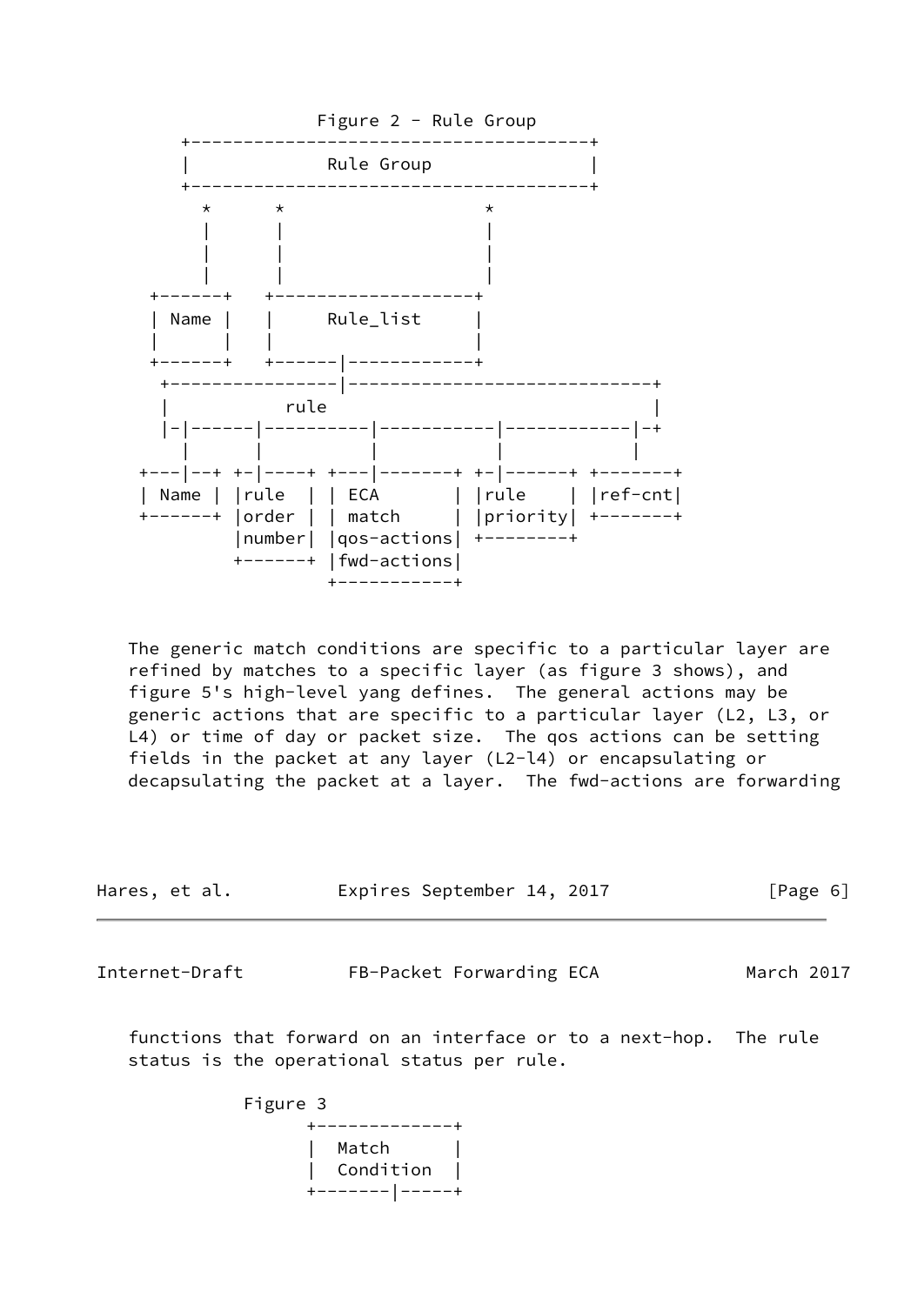```
                  Figure 2 - Rule Group
       +--------------------------------------+
       |             Rule Group               |
       +--------------------------------------+
         *      *                   *
         |      |                   |
         |      |                   |
         |      |                   |
     +------+   +-------------------+
     | Name |   |     Rule_list     |
     |      |   |                   |
     +------+   +------|------------+
      +----------------|----------------------------+
      |          rule                               |
      |-|------|----------|-----------|------------|-+
        |      |          |           |            |
    +---|--+ +-|----+ +---|-------+ +-|------+ +-------+
    | Name | |rule  | | ECA       | |rule    | |ref-cnt|
    +------+ |order | | match     | |priority| +-------+
             |number| |qos-actions| +--------+
             +------+ |fwd-actions|
                      +-----------+
```

The generic match conditions are specific to a particular layer are refined by matches to a specific layer (as figure 3 shows), and figure 5's high-level yang defines. The general actions may be generic actions that are specific to a particular layer (L2, L3, or L4) or time of day or packet size. The qos actions can be setting fields in the packet at any layer (L2-l4) or encapsulating or decapsulating the packet at a layer. The fwd-actions are forwarding functions that forward on an interface or to a next-hop. The rule status is the operational status per rule.

```
            Figure 3
                +-------------+
                |  Match      |
                |  Condition  |
                +-------|-----+
```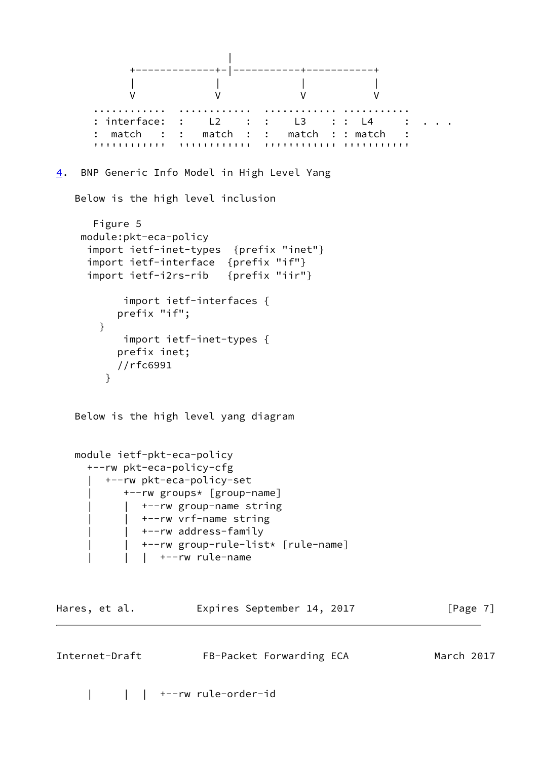```
                          |
           +-------------+-|-----------+-----------+
           |             |             |           |
           V             V             V           V
      ............  ............  ............ ...........
      : interface:  :    L2    :  :    L3    : :  L4     :  . . .
      :  match   :  :   match  :  :   match  : : match   :
      ''''''''''''  ''''''''''''  '''''''''''' '''''''''''
```

## 4. BNP Generic Info Model in High Level Yang

Below is the high level inclusion

```
   Figure 5
 module:pkt-eca-policy
  import ietf-inet-types  {prefix "inet"}
  import ietf-interface  {prefix "if"}
  import ietf-i2rs-rib   {prefix "iir"}

        import ietf-interfaces {
       prefix "if";
   }
        import ietf-inet-types {
       prefix inet;
       //rfc6991
    }
```

Below is the high level yang diagram

```
module ietf-pkt-eca-policy
  +--rw pkt-eca-policy-cfg
  |  +--rw pkt-eca-policy-set
  |     +--rw groups* [group-name]
  |     |  +--rw group-name string
  |     |  +--rw vrf-name string
  |     |  +--rw address-family
  |     |  +--rw group-rule-list* [rule-name]
  |     |  |  +--rw rule-name
```

```
  |     |  |  +--rw rule-order-id
```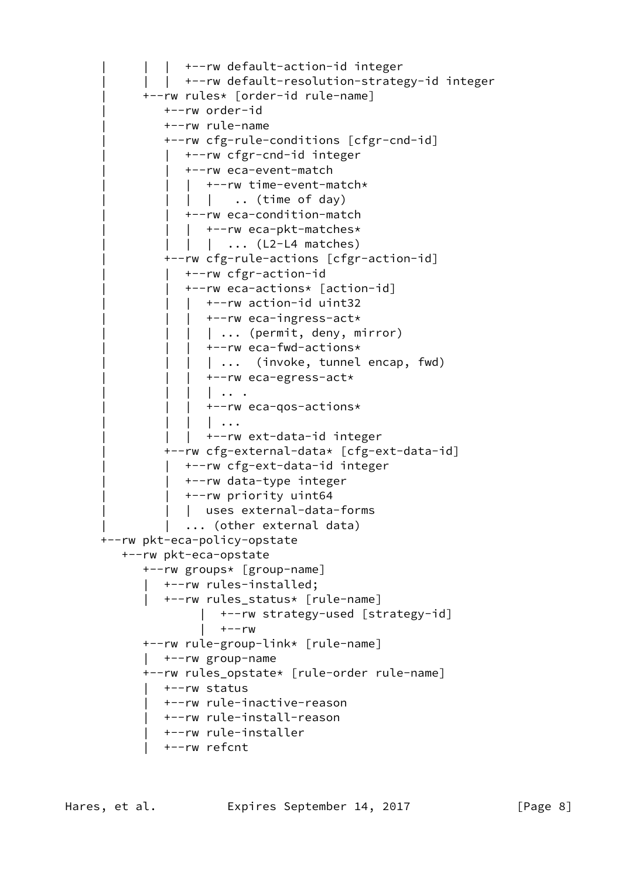```
     |      |  |  +--rw default-action-id integer
     |      |  |  +--rw default-resolution-strategy-id integer
     |      +--rw rules* [order-id rule-name]
     |         +--rw order-id
     |         +--rw rule-name
     |         +--rw cfg-rule-conditions [cfgr-cnd-id]
     |         |  +--rw cfgr-cnd-id integer
     |         |  +--rw eca-event-match
     |         |  |  +--rw time-event-match*
     |         |  |  |   .. (time of day)
     |         |  +--rw eca-condition-match
     |         |  |  +--rw eca-pkt-matches*
     |         |  |  |  ... (L2-L4 matches)
     |         +--rw cfg-rule-actions [cfgr-action-id]
     |         |  +--rw cfgr-action-id
     |         |  +--rw eca-actions* [action-id]
     |         |  |  +--rw action-id uint32
     |         |  |  +--rw eca-ingress-act*
     |         |  |  | ... (permit, deny, mirror)
     |         |  |  +--rw eca-fwd-actions*
     |         |  |  | ...  (invoke, tunnel encap, fwd)
     |         |  |  +--rw eca-egress-act*
     |         |  |  | .. .
     |         |  |  +--rw eca-qos-actions*
     |         |  |  | ...
     |         |  |  +--rw ext-data-id integer
     |         +--rw cfg-external-data* [cfg-ext-data-id]
     |         |  +--rw cfg-ext-data-id integer
     |         |  +--rw data-type integer
     |         |  +--rw priority uint64
     |         |  |  uses external-data-forms
     |         |  ... (other external data)
     +--rw pkt-eca-policy-opstate
        +--rw pkt-eca-opstate
           +--rw groups* [group-name]
           |  +--rw rules-installed;
           |  +--rw rules_status* [rule-name]
                    |  +--rw strategy-used [strategy-id]
                    |  +--rw
           +--rw rule-group-link* [rule-name]
           |  +--rw group-name
           +--rw rules_opstate* [rule-order rule-name]
           |  +--rw status
           |  +--rw rule-inactive-reason
           |  +--rw rule-install-reason
           |  +--rw rule-installer
           |  +--rw refcnt
```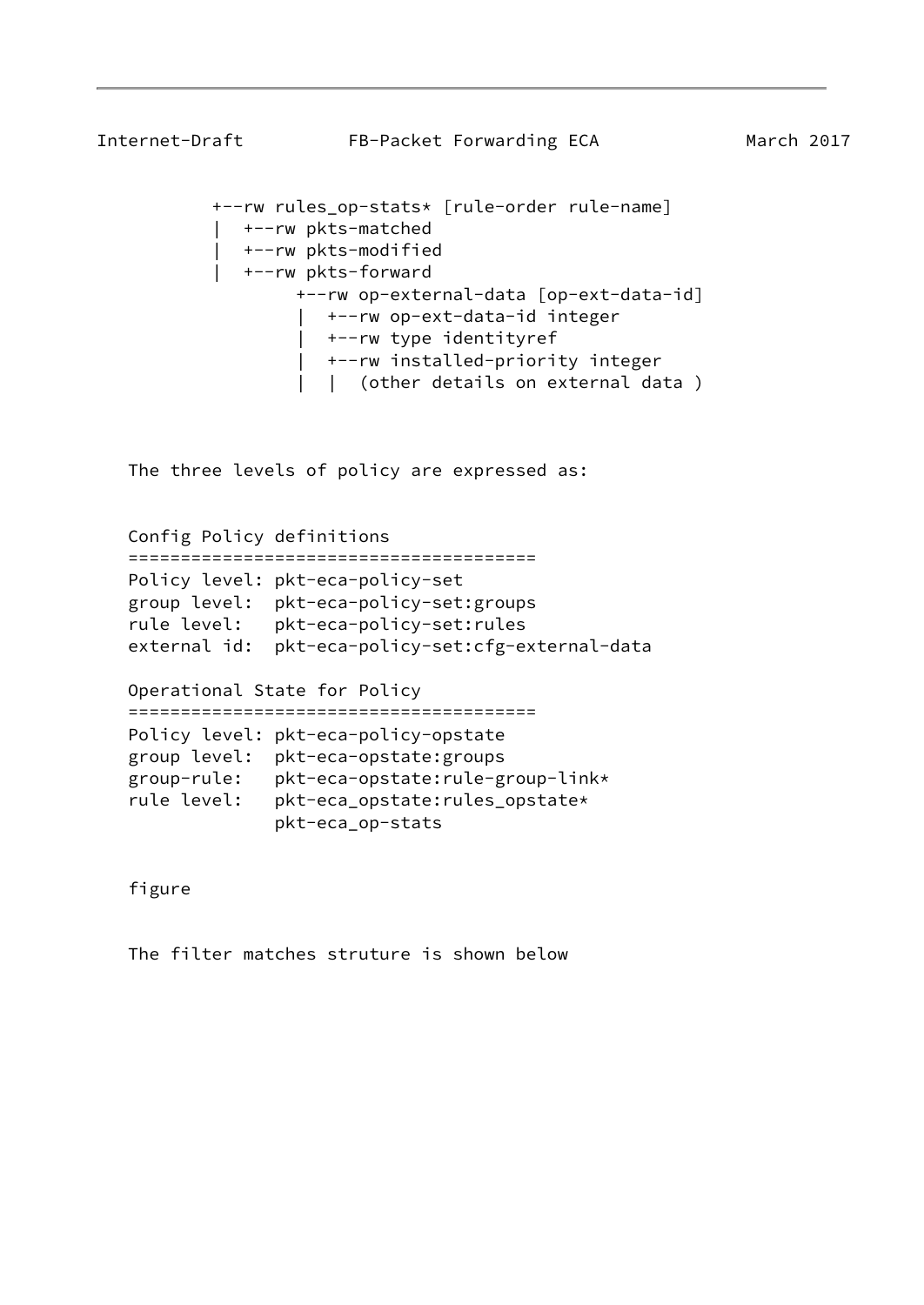```
          +--rw rules_op-stats* [rule-order rule-name]
          |  +--rw pkts-matched
          |  +--rw pkts-modified
          |  +--rw pkts-forward
                  +--rw op-external-data [op-ext-data-id]
                   |  +--rw op-ext-data-id integer
                   |  +--rw type identityref
                   |  +--rw installed-priority integer
                   |  |  (other details on external data )
```

The three levels of policy are expressed as:

```
Config Policy definitions
=======================================
Policy level: pkt-eca-policy-set
group level:  pkt-eca-policy-set:groups
rule level:   pkt-eca-policy-set:rules
external id:  pkt-eca-policy-set:cfg-external-data

Operational State for Policy
=======================================
Policy level: pkt-eca-policy-opstate
group level:  pkt-eca-opstate:groups
group-rule:   pkt-eca-opstate:rule-group-link*
rule level:   pkt-eca_opstate:rules_opstate*
              pkt-eca_op-stats
```

figure

The filter matches struture is shown below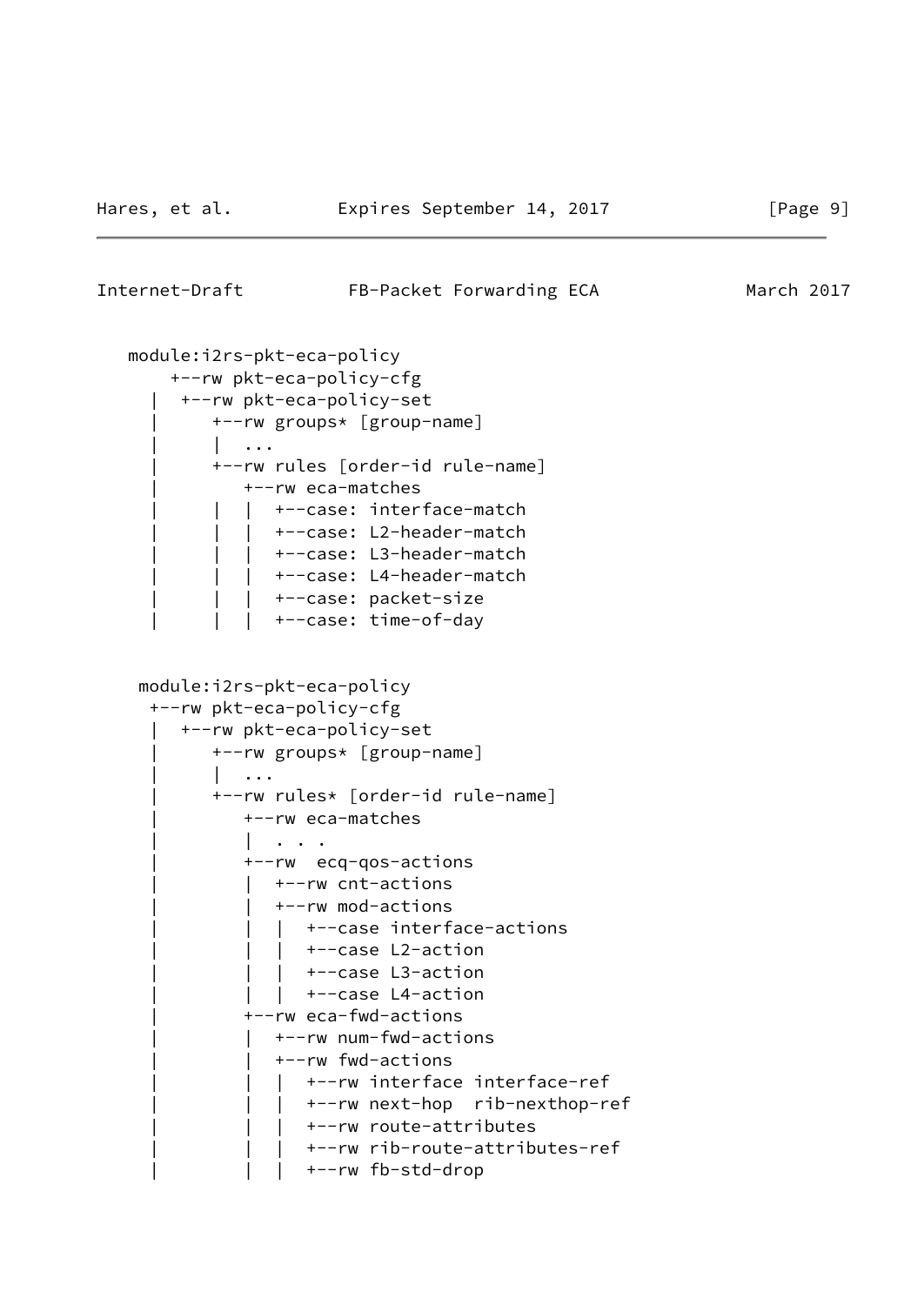```
   module:i2rs-pkt-eca-policy
       +--rw pkt-eca-policy-cfg
     |  +--rw pkt-eca-policy-set
     |     +--rw groups* [group-name]
     |     |  ...
     |     +--rw rules [order-id rule-name]
     |        +--rw eca-matches
     |     |  |  +--case: interface-match
     |     |  |  +--case: L2-header-match
     |     |  |  +--case: L3-header-match
     |     |  |  +--case: L4-header-match
     |     |  |  +--case: packet-size
     |     |  |  +--case: time-of-day


    module:i2rs-pkt-eca-policy
     +--rw pkt-eca-policy-cfg
     |  +--rw pkt-eca-policy-set
     |     +--rw groups* [group-name]
     |     |  ...
     |     +--rw rules* [order-id rule-name]
     |        +--rw eca-matches
     |        |  . . .
     |        +--rw  ecq-qos-actions
     |        |  +--rw cnt-actions
     |        |  +--rw mod-actions
     |        |  |  +--case interface-actions
     |        |  |  +--case L2-action
     |        |  |  +--case L3-action
     |        |  |  +--case L4-action
     |        +--rw eca-fwd-actions
     |        |  +--rw num-fwd-actions
     |        |  +--rw fwd-actions
     |        |  |  +--rw interface interface-ref
     |        |  |  +--rw next-hop  rib-nexthop-ref
     |        |  |  +--rw route-attributes
     |        |  |  +--rw rib-route-attributes-ref
     |        |  |  +--rw fb-std-drop
```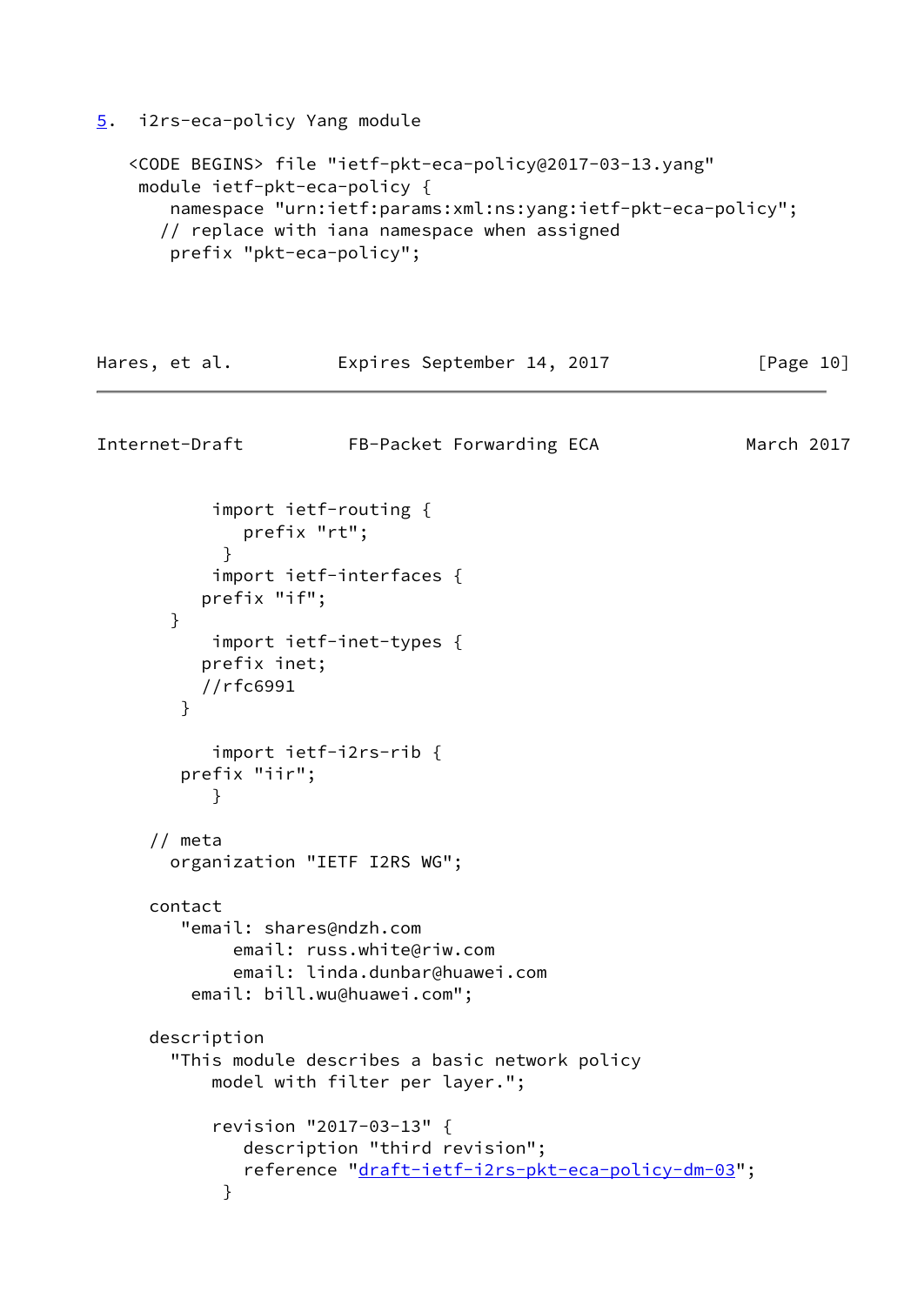## 5. i2rs-eca-policy Yang module

```
   <CODE BEGINS> file "ietf-pkt-eca-policy@2017-03-13.yang"
    module ietf-pkt-eca-policy {
       namespace "urn:ietf:params:xml:ns:yang:ietf-pkt-eca-policy";
      // replace with iana namespace when assigned
       prefix "pkt-eca-policy";

           import ietf-routing {
              prefix "rt";
            }
           import ietf-interfaces {
          prefix "if";
       }
           import ietf-inet-types {
          prefix inet;
          //rfc6991
        }

           import ietf-i2rs-rib {
        prefix "iir";
           }

      // meta
       organization "IETF I2RS WG";

      contact
         "email: shares@ndzh.com
              email: russ.white@riw.com
              email: linda.dunbar@huawei.com
          email: bill.wu@huawei.com";

      description
        "This module describes a basic network policy
            model with filter per layer.";

           revision "2017-03-13" {
              description "third revision";
              reference "draft-ietf-i2rs-pkt-eca-policy-dm-03";
            }
```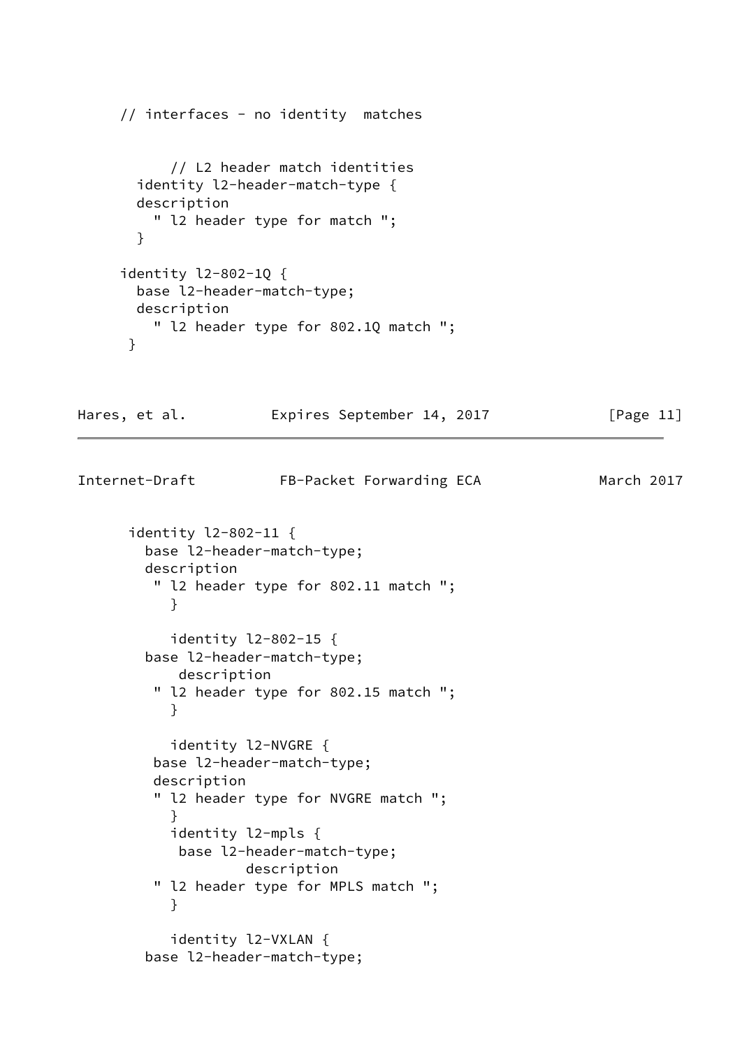```
     // interfaces - no identity  matches


          // L2 header match identities
       identity l2-header-match-type {
       description
         " l2 header type for match ";
       }

     identity l2-802-1Q {
       base l2-header-match-type;
       description
         " l2 header type for 802.1Q match ";
      }
```

```
      identity l2-802-11 {
        base l2-header-match-type;
        description
         " l2 header type for 802.11 match ";
           }

           identity l2-802-15 {
        base l2-header-match-type;
            description
         " l2 header type for 802.15 match ";
           }

           identity l2-NVGRE {
         base l2-header-match-type;
         description
         " l2 header type for NVGRE match ";
           }
           identity l2-mpls {
            base l2-header-match-type;
                    description
         " l2 header type for MPLS match ";
           }

           identity l2-VXLAN {
        base l2-header-match-type;
```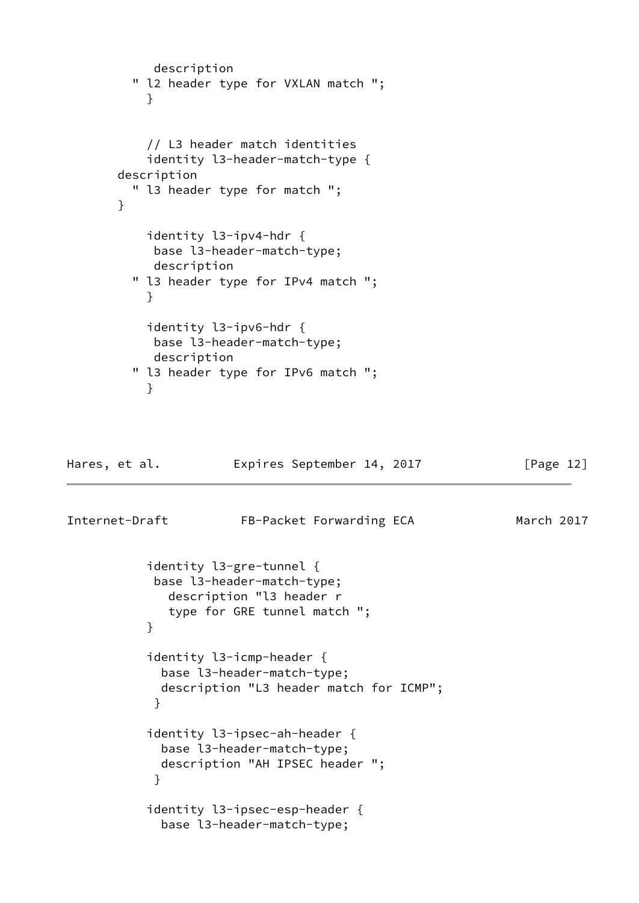```
            description
          " l2 header type for VXLAN match ";
            }


            // L3 header match identities
            identity l3-header-match-type {
        description
          " l3 header type for match ";
        }

            identity l3-ipv4-hdr {
             base l3-header-match-type;
             description
          " l3 header type for IPv4 match ";
            }

            identity l3-ipv6-hdr {
             base l3-header-match-type;
             description
          " l3 header type for IPv6 match ";
            }
```

```
            identity l3-gre-tunnel {
             base l3-header-match-type;
               description "l3 header r
               type for GRE tunnel match ";
            }

            identity l3-icmp-header {
              base l3-header-match-type;
              description "L3 header match for ICMP";
             }

            identity l3-ipsec-ah-header {
              base l3-header-match-type;
              description "AH IPSEC header ";
             }

            identity l3-ipsec-esp-header {
              base l3-header-match-type;
```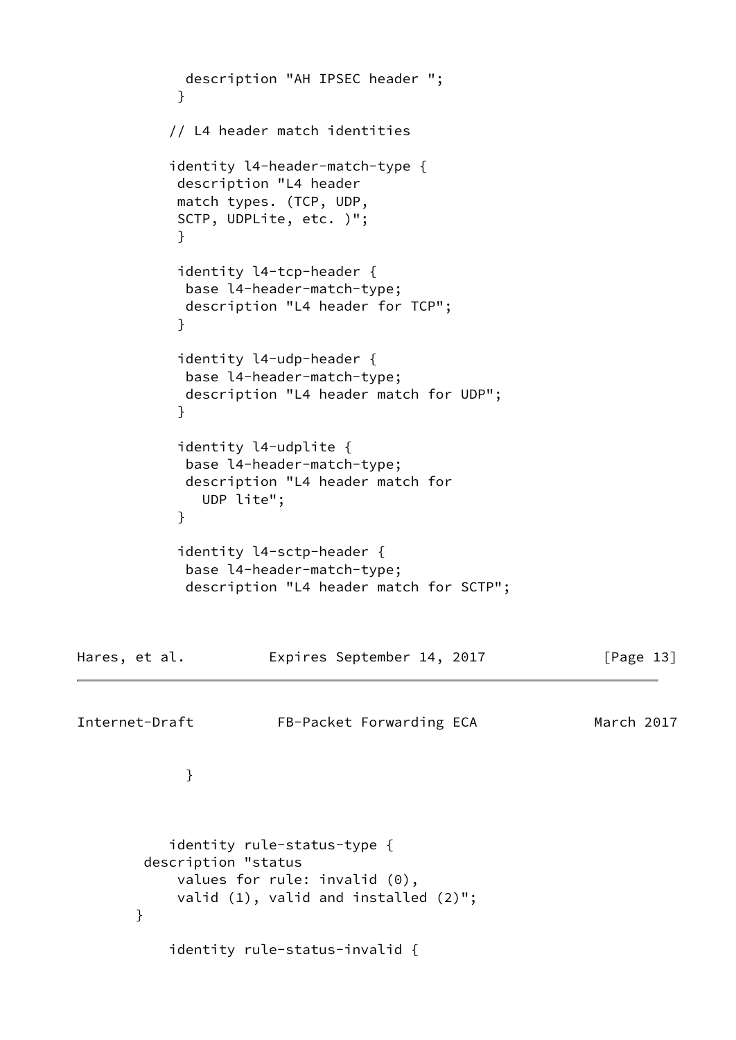```
             description "AH IPSEC header ";
            }

           // L4 header match identities

           identity l4-header-match-type {
            description "L4 header
            match types. (TCP, UDP,
            SCTP, UDPLite, etc. )";
            }

            identity l4-tcp-header {
             base l4-header-match-type;
             description "L4 header for TCP";
            }

            identity l4-udp-header {
             base l4-header-match-type;
             description "L4 header match for UDP";
            }

            identity l4-udplite {
             base l4-header-match-type;
             description "L4 header match for
               UDP lite";
            }

            identity l4-sctp-header {
             base l4-header-match-type;
             description "L4 header match for SCTP";
             }



           identity rule-status-type {
        description "status
            values for rule: invalid (0),
            valid (1), valid and installed (2)";
       }

           identity rule-status-invalid {
```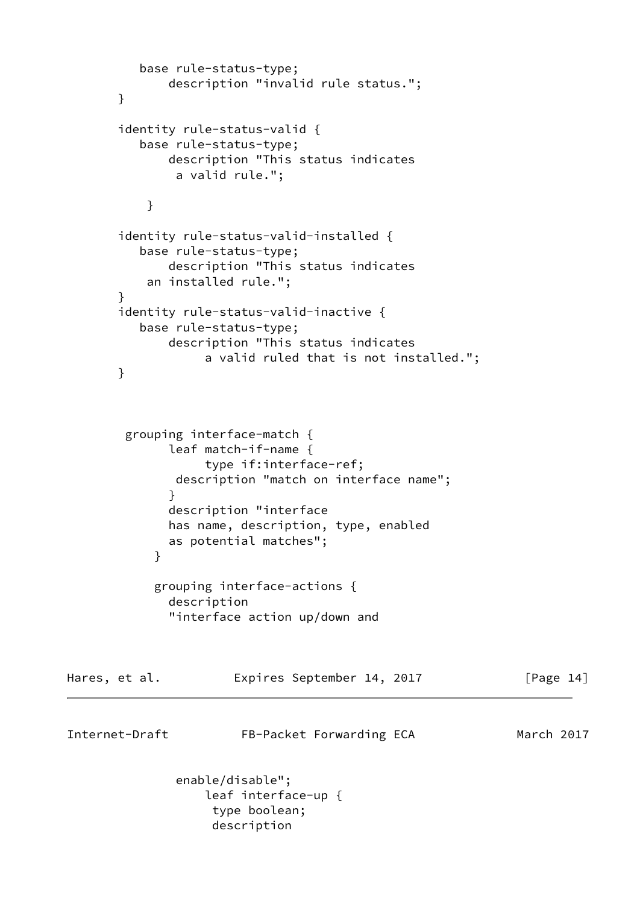```
           base rule-status-type;
               description "invalid rule status.";
        }

        identity rule-status-valid {
           base rule-status-type;
               description "This status indicates
                a valid rule.";

            }

        identity rule-status-valid-installed {
           base rule-status-type;
               description "This status indicates
            an installed rule.";
        }
        identity rule-status-valid-inactive {
           base rule-status-type;
               description "This status indicates
                    a valid ruled that is not installed.";
        }



         grouping interface-match {
               leaf match-if-name {
                    type if:interface-ref;
                description "match on interface name";
               }
               description "interface
               has name, description, type, enabled
               as potential matches";
             }

             grouping interface-actions {
               description
               "interface action up/down and
```

```
                enable/disable";
                    leaf interface-up {
                     type boolean;
                     description
```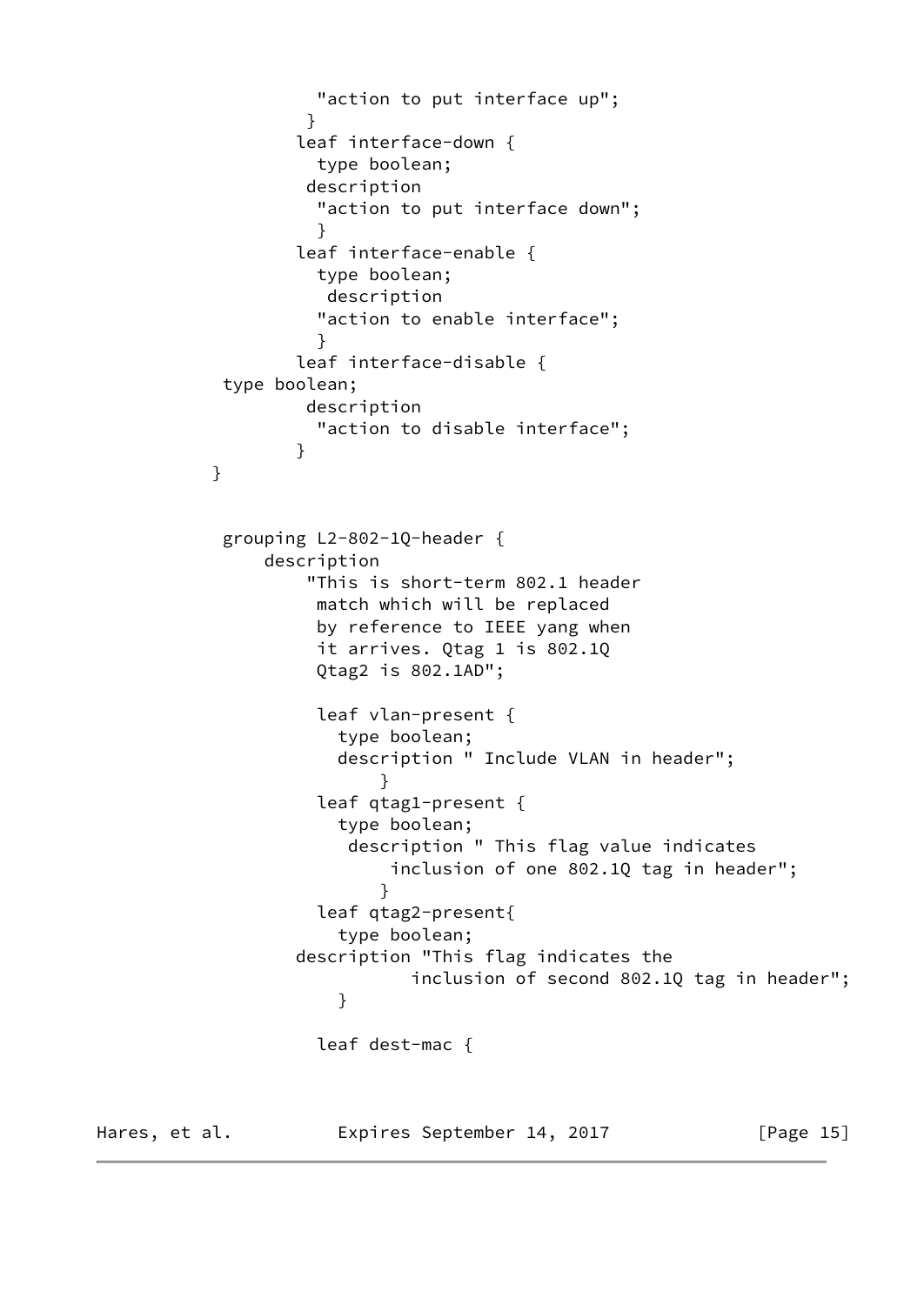```
                "action to put interface up";
               }
              leaf interface-down {
                type boolean;
               description
                "action to put interface down";
                }
              leaf interface-enable {
                type boolean;
                 description
                "action to enable interface";
                }
              leaf interface-disable {
       type boolean;
               description
                "action to disable interface";
              }
      }


       grouping L2-802-1Q-header {
           description
               "This is short-term 802.1 header
                match which will be replaced
                by reference to IEEE yang when
                it arrives. Qtag 1 is 802.1Q
                Qtag2 is 802.1AD";

                leaf vlan-present {
                  type boolean;
                  description " Include VLAN in header";
                      }
                leaf qtag1-present {
                  type boolean;
                   description " This flag value indicates
                       inclusion of one 802.1Q tag in header";
                      }
                leaf qtag2-present{
                  type boolean;
              description "This flag indicates the
                         inclusion of second 802.1Q tag in header";
                  }

                leaf dest-mac {
```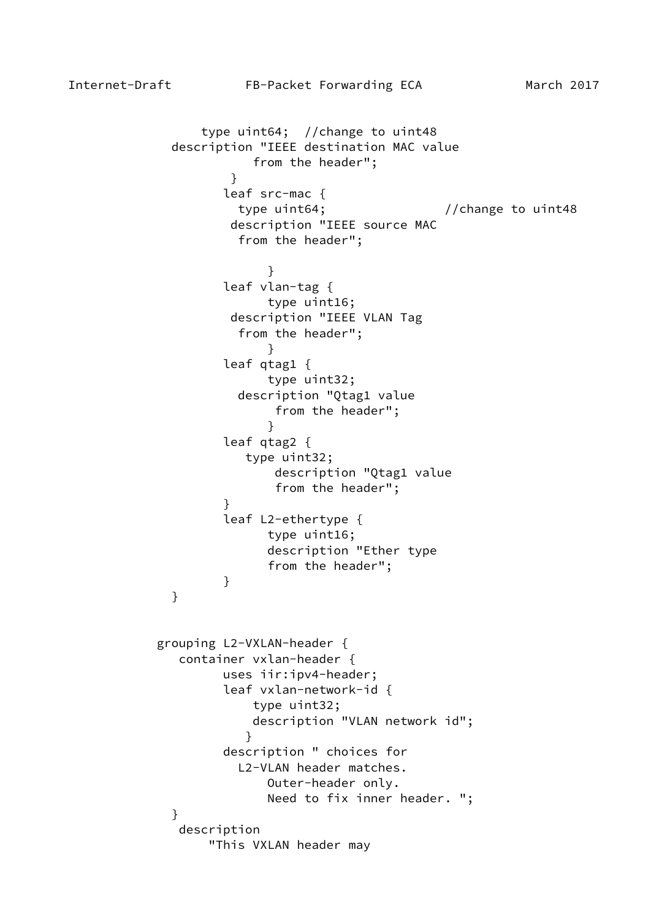```
                type uint64;  //change to uint48
            description "IEEE destination MAC value
                       from the header";
                  }
                 leaf src-mac {
                   type uint64;                 //change to uint48
                  description "IEEE source MAC
                   from the header";

                       }
                 leaf vlan-tag {
                       type uint16;
                  description "IEEE VLAN Tag
                   from the header";
                       }
                 leaf qtag1 {
                       type uint32;
                   description "Qtag1 value
                        from the header";
                       }
                 leaf qtag2 {
                    type uint32;
                        description "Qtag1 value
                        from the header";
                 }
                 leaf L2-ethertype {
                       type uint16;
                       description "Ether type
                       from the header";
                 }
            }


           grouping L2-VXLAN-header {
              container vxlan-header {
                 uses iir:ipv4-header;
                 leaf vxlan-network-id {
                     type uint32;
                     description "VLAN network id";
                    }
                 description " choices for
                   L2-VLAN header matches.
                       Outer-header only.
                       Need to fix inner header. ";
            }
             description
                 "This VXLAN header may
```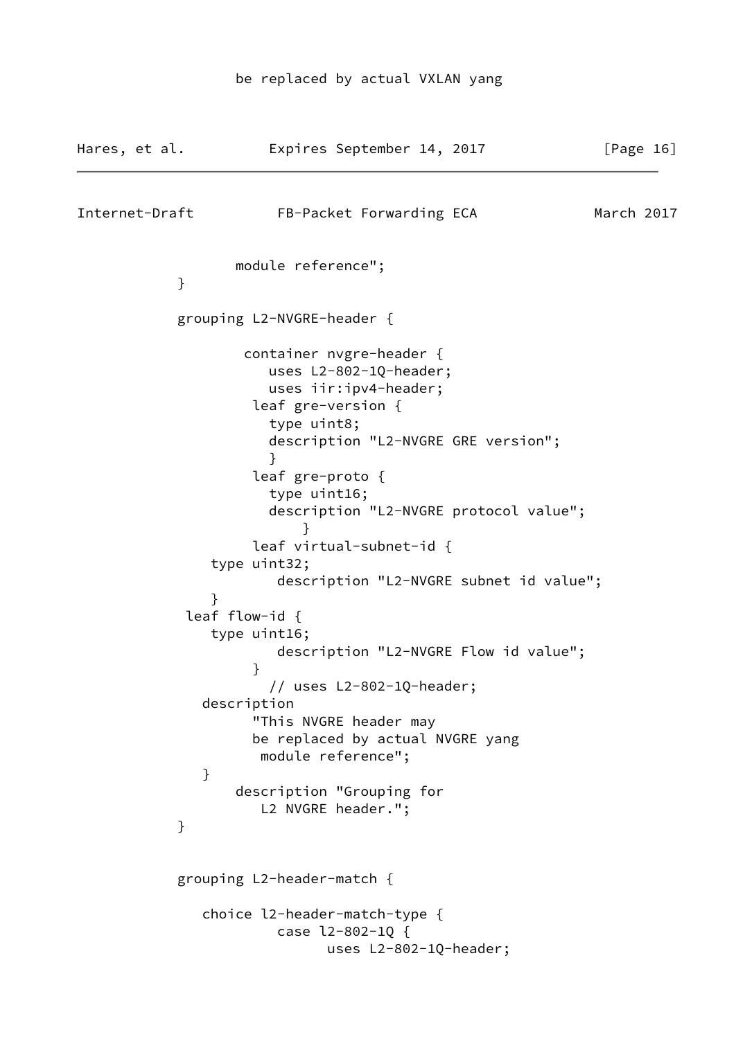```
                 be replaced by actual VXLAN yang
```

```
                 module reference";
          }

          grouping L2-NVGRE-header {

                  container nvgre-header {
                     uses L2-802-1Q-header;
                     uses iir:ipv4-header;
                   leaf gre-version {
                     type uint8;
                     description "L2-NVGRE GRE version";
                     }
                   leaf gre-proto {
                     type uint16;
                     description "L2-NVGRE protocol value";
                         }
                   leaf virtual-subnet-id {
              type uint32;
                      description "L2-NVGRE subnet id value";
              }
           leaf flow-id {
              type uint16;
                      description "L2-NVGRE Flow id value";
                   }
                     // uses L2-802-1Q-header;
             description
                   "This NVGRE header may
                   be replaced by actual NVGRE yang
                    module reference";
             }
                 description "Grouping for
                    L2 NVGRE header.";
          }


          grouping L2-header-match {

             choice l2-header-match-type {
                      case l2-802-1Q {
                            uses L2-802-1Q-header;
```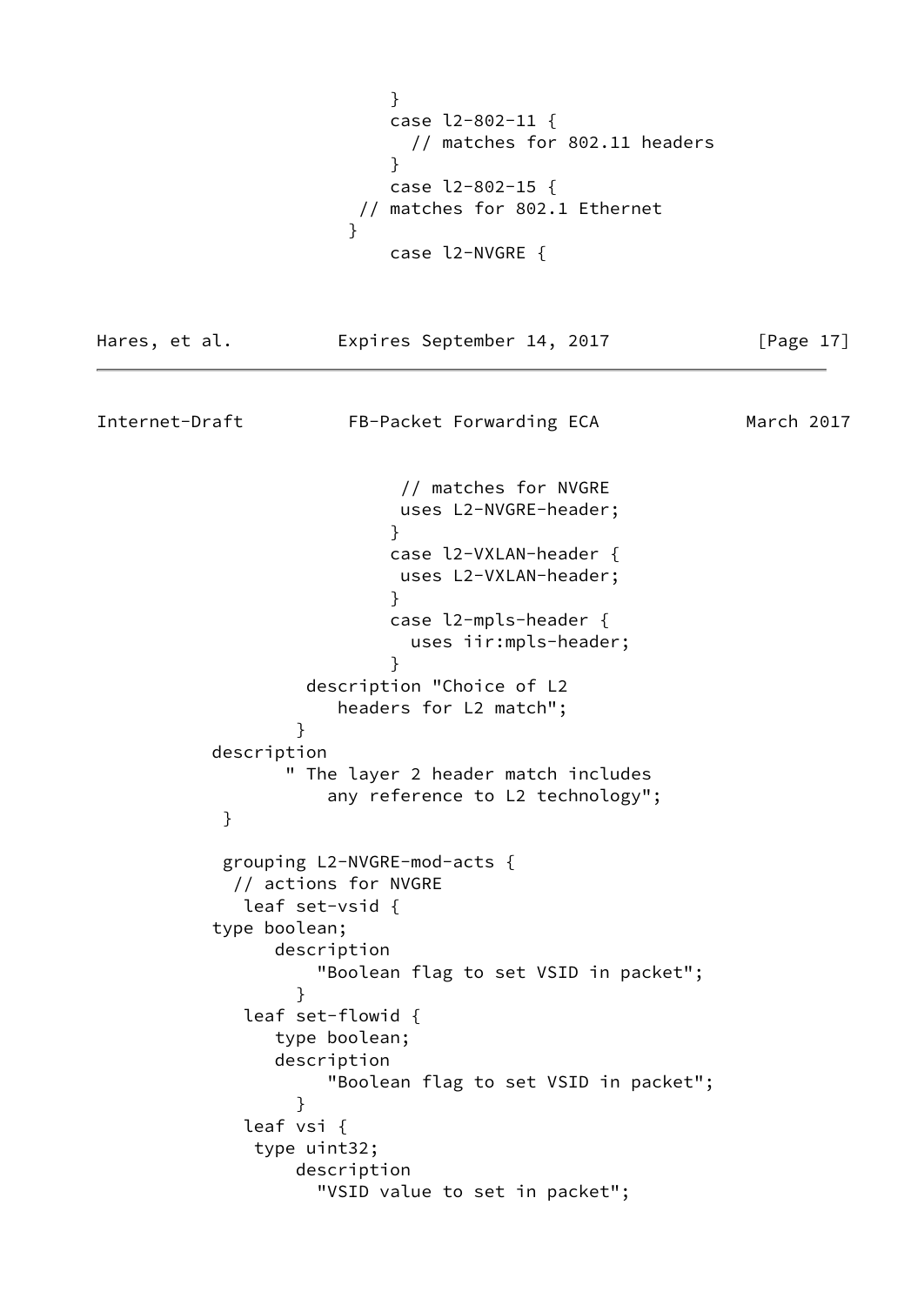```
                          }
                          case l2-802-11 {
                            // matches for 802.11 headers
                          }
                          case l2-802-15 {
                      // matches for 802.1 Ethernet
                     }
                          case l2-NVGRE {
```

```
                           // matches for NVGRE
                           uses L2-NVGRE-header;
                          }
                          case l2-VXLAN-header {
                           uses L2-VXLAN-header;
                          }
                          case l2-mpls-header {
                            uses iir:mpls-header;
                          }
                  description "Choice of L2
                     headers for L2 match";
                 }
          description
                " The layer 2 header match includes
                    any reference to L2 technology";
           }

           grouping L2-NVGRE-mod-acts {
            // actions for NVGRE
             leaf set-vsid {
          type boolean;
                description
                    "Boolean flag to set VSID in packet";
                  }
             leaf set-flowid {
                type boolean;
                description
                     "Boolean flag to set VSID in packet";
                  }
             leaf vsi {
              type uint32;
                  description
                    "VSID value to set in packet";
```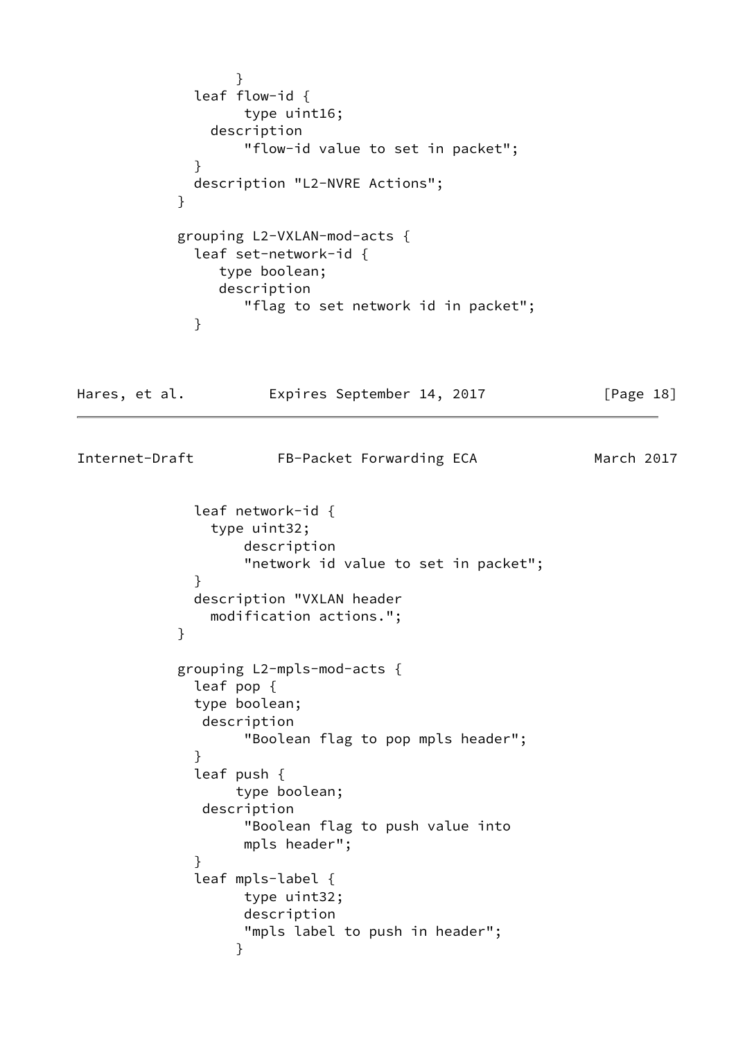```
               }
          leaf flow-id {
               type uint16;
            description
               "flow-id value to set in packet";
          }
          description "L2-NVRE Actions";
        }

        grouping L2-VXLAN-mod-acts {
          leaf set-network-id {
             type boolean;
             description
               "flag to set network id in packet";
          }
```

```
          leaf network-id {
            type uint32;
               description
               "network id value to set in packet";
          }
          description "VXLAN header
            modification actions.";
        }

        grouping L2-mpls-mod-acts {
          leaf pop {
          type boolean;
           description
               "Boolean flag to pop mpls header";
          }
          leaf push {
              type boolean;
           description
               "Boolean flag to push value into
               mpls header";
          }
          leaf mpls-label {
               type uint32;
               description
               "mpls label to push in header";
               }
```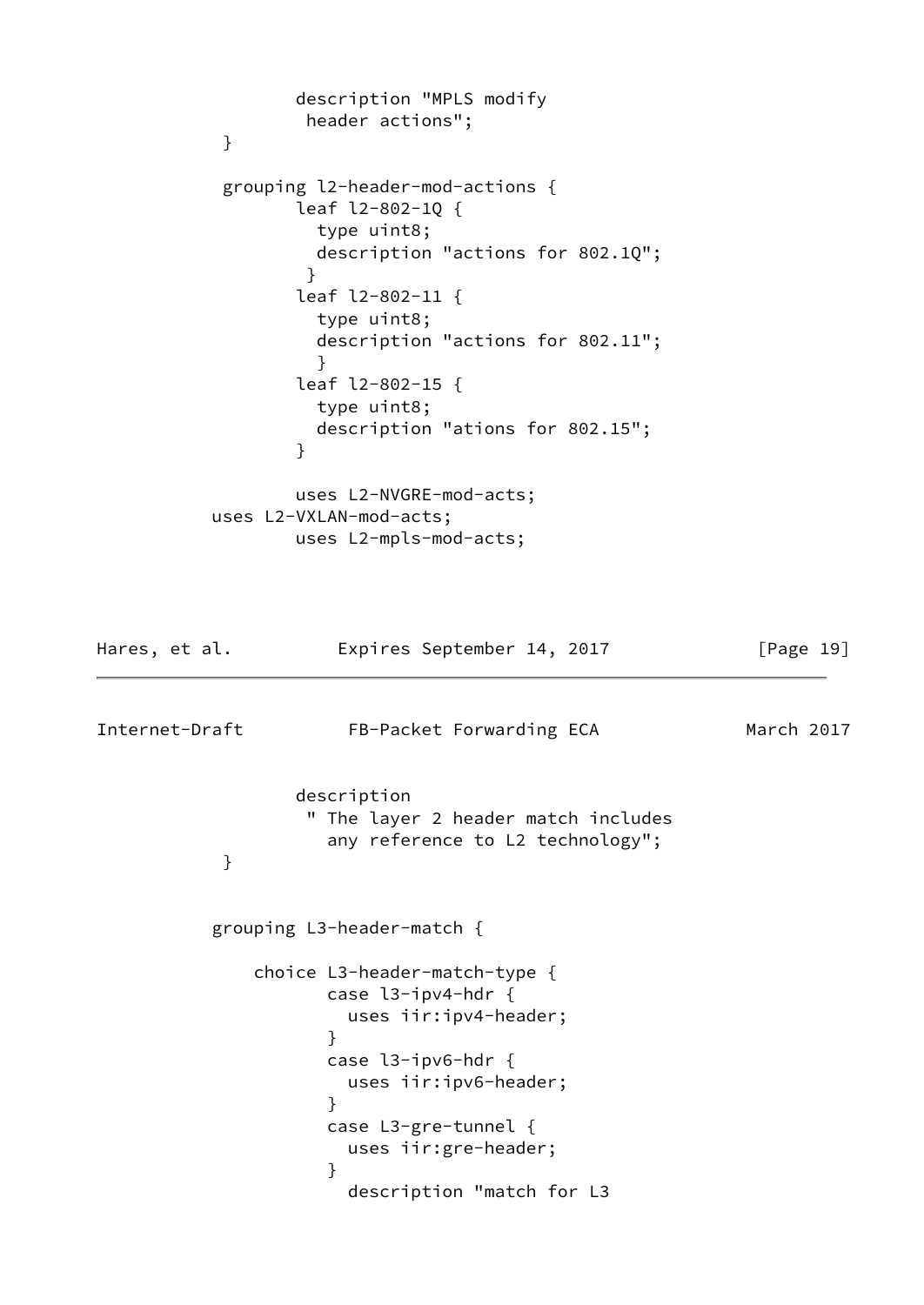```
                 description "MPLS modify
                  header actions";
          }

          grouping l2-header-mod-actions {
                 leaf l2-802-1Q {
                   type uint8;
                   description "actions for 802.1Q";
                  }
                 leaf l2-802-11 {
                   type uint8;
                   description "actions for 802.11";
                   }
                 leaf l2-802-15 {
                   type uint8;
                   description "ations for 802.15";
                 }

                 uses L2-NVGRE-mod-acts;
         uses L2-VXLAN-mod-acts;
                 uses L2-mpls-mod-acts;
```

```
                 description
                  " The layer 2 header match includes
                    any reference to L2 technology";
          }


         grouping L3-header-match {

             choice L3-header-match-type {
                    case l3-ipv4-hdr {
                      uses iir:ipv4-header;
                    }
                    case l3-ipv6-hdr {
                      uses iir:ipv6-header;
                    }
                    case L3-gre-tunnel {
                      uses iir:gre-header;
                    }
                      description "match for L3
```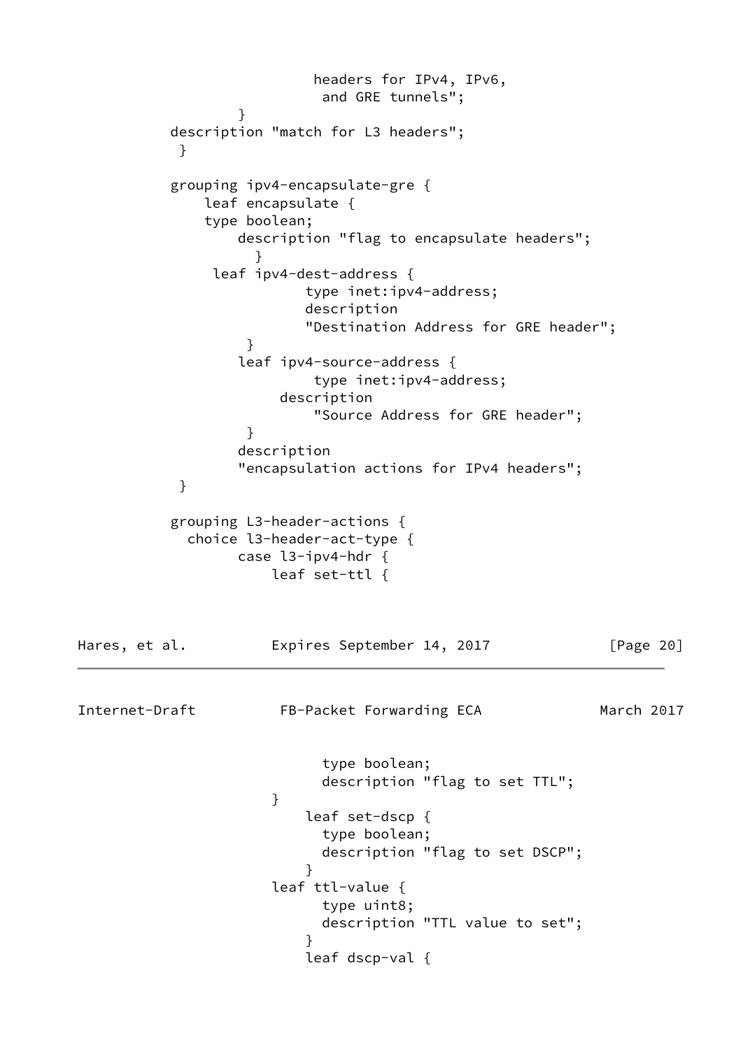```
                      headers for IPv4, IPv6,
                       and GRE tunnels";
                 }
          description "match for L3 headers";
           }

          grouping ipv4-encapsulate-gre {
              leaf encapsulate {
              type boolean;
                  description "flag to encapsulate headers";
                    }
               leaf ipv4-dest-address {
                         type inet:ipv4-address;
                         description
                         "Destination Address for GRE header";
                   }
                  leaf ipv4-source-address {
                          type inet:ipv4-address;
                       description
                           "Source Address for GRE header";
                   }
                  description
                  "encapsulation actions for IPv4 headers";
           }

          grouping L3-header-actions {
            choice l3-header-act-type {
                  case l3-ipv4-hdr {
                      leaf set-ttl {
```

```
                           type boolean;
                           description "flag to set TTL";
                      }
                          leaf set-dscp {
                           type boolean;
                           description "flag to set DSCP";
                          }
                      leaf ttl-value {
                           type uint8;
                           description "TTL value to set";
                          }
                          leaf dscp-val {
```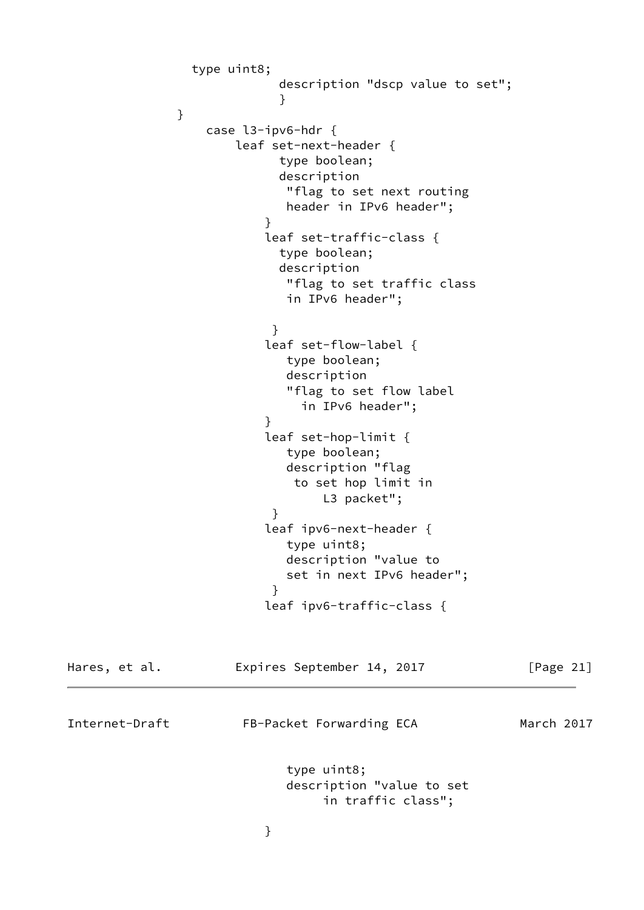```
                type uint8;
                            description "dscp value to set";
                            }
              }
                  case l3-ipv6-hdr {
                      leaf set-next-header {
                            type boolean;
                            description
                             "flag to set next routing
                             header in IPv6 header";
                          }
                          leaf set-traffic-class {
                            type boolean;
                            description
                             "flag to set traffic class
                             in IPv6 header";

                           }
                          leaf set-flow-label {
                             type boolean;
                             description
                             "flag to set flow label
                               in IPv6 header";
                          }
                          leaf set-hop-limit {
                             type boolean;
                             description "flag
                              to set hop limit in
                                  L3 packet";
                           }
                          leaf ipv6-next-header {
                             type uint8;
                             description "value to
                             set in next IPv6 header";
                           }
                          leaf ipv6-traffic-class {
```

```
                             type uint8;
                             description "value to set
                                  in traffic class";

                          }
```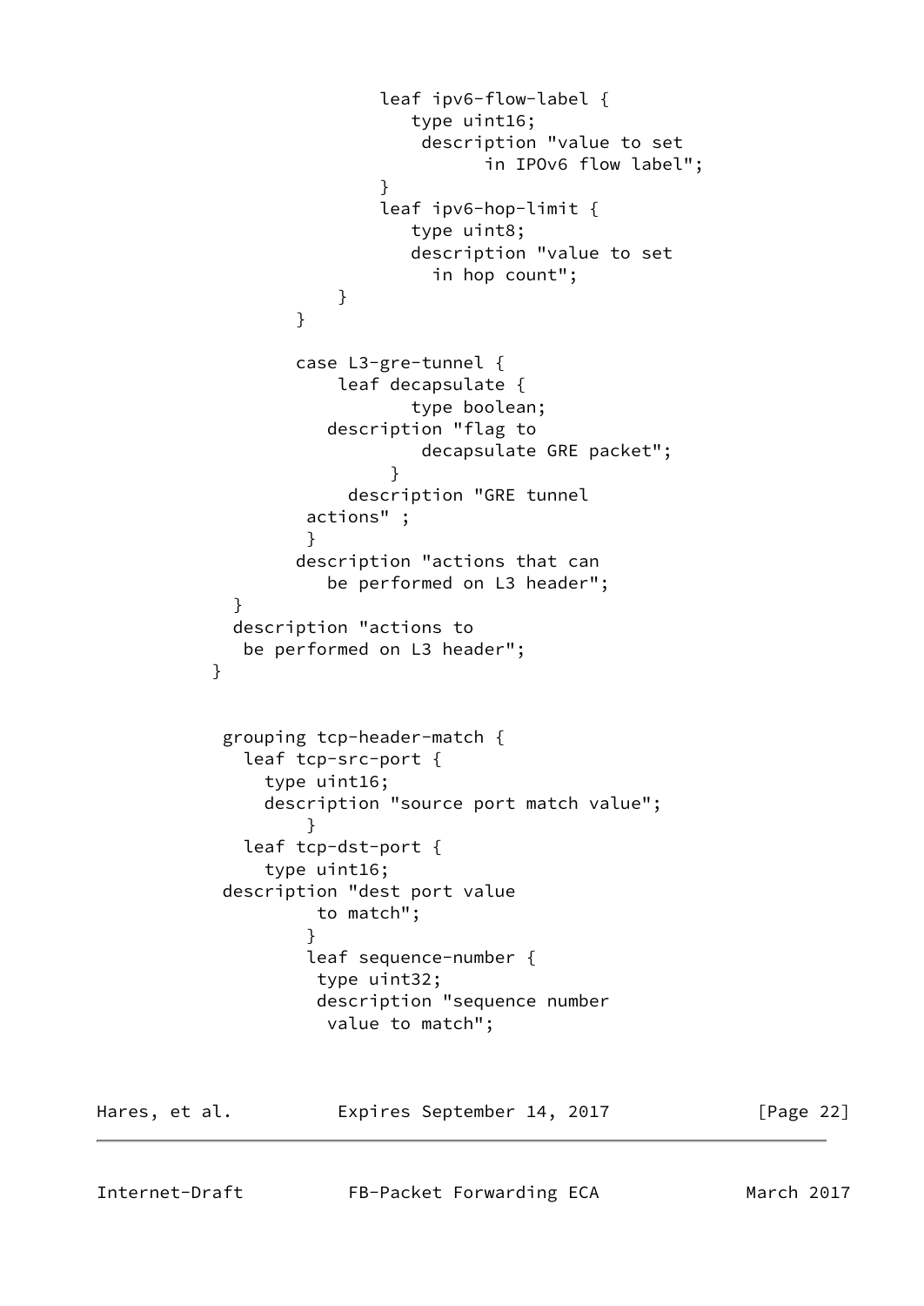```
                     leaf ipv6-flow-label {
                        type uint16;
                         description "value to set
                               in IPOv6 flow label";
                     }
                     leaf ipv6-hop-limit {
                        type uint8;
                        description "value to set
                          in hop count";
                 }
             }

             case L3-gre-tunnel {
                 leaf decapsulate {
                        type boolean;
                   description "flag to
                         decapsulate GRE packet";
                       }
                  description "GRE tunnel
              actions" ;
              }
             description "actions that can
                be performed on L3 header";
       }
       description "actions to
        be performed on L3 header";
      }


       grouping tcp-header-match {
         leaf tcp-src-port {
           type uint16;
           description "source port match value";
               }
         leaf tcp-dst-port {
           type uint16;
       description "dest port value
                to match";
              }
              leaf sequence-number {
               type uint32;
               description "sequence number
                value to match";
```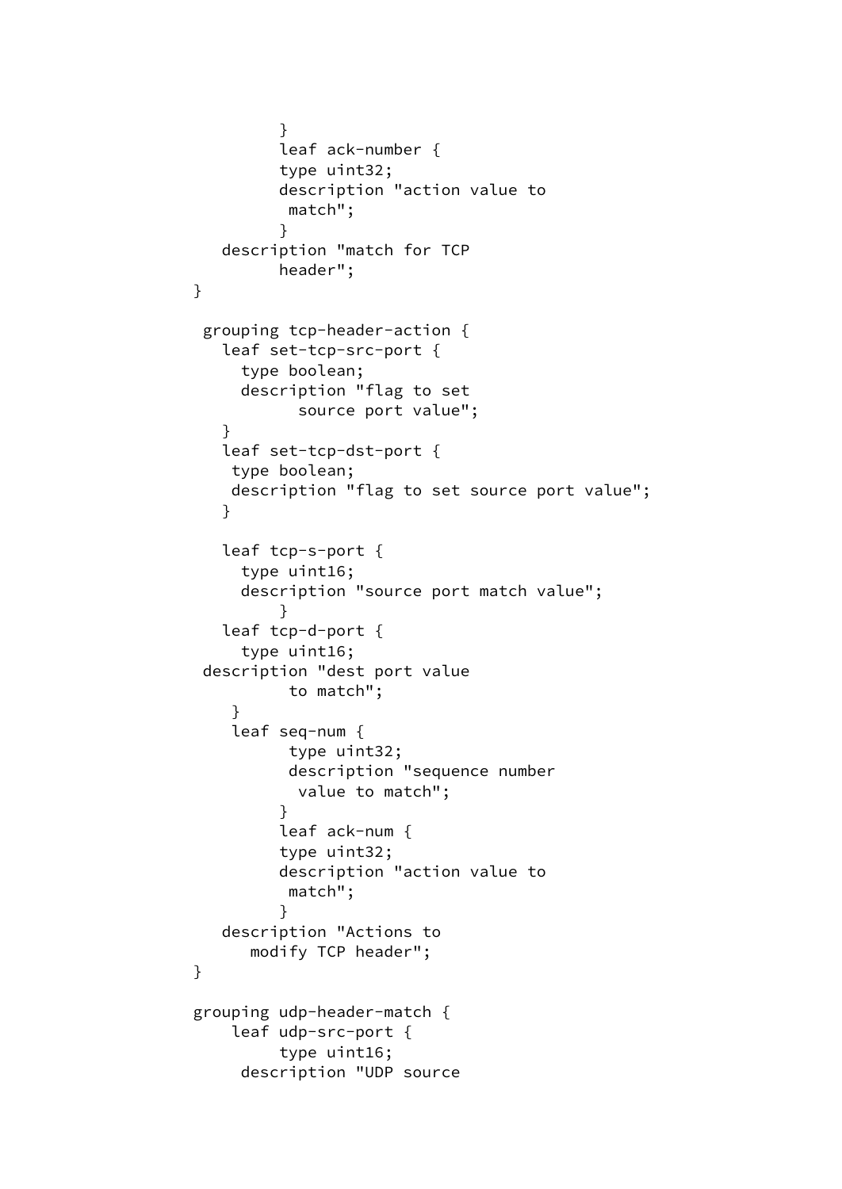```
          }
          leaf ack-number {
          type uint32;
          description "action value to
           match";
          }
    description "match for TCP
          header";
 }

  grouping tcp-header-action {
    leaf set-tcp-src-port {
      type boolean;
      description "flag to set
            source port value";
    }
    leaf set-tcp-dst-port {
     type boolean;
     description "flag to set source port value";
    }

    leaf tcp-s-port {
      type uint16;
      description "source port match value";
          }
    leaf tcp-d-port {
      type uint16;
  description "dest port value
           to match";
     }
     leaf seq-num {
           type uint32;
           description "sequence number
            value to match";
          }
          leaf ack-num {
          type uint32;
          description "action value to
           match";
          }
    description "Actions to
       modify TCP header";
 }

 grouping udp-header-match {
     leaf udp-src-port {
          type uint16;
      description "UDP source
```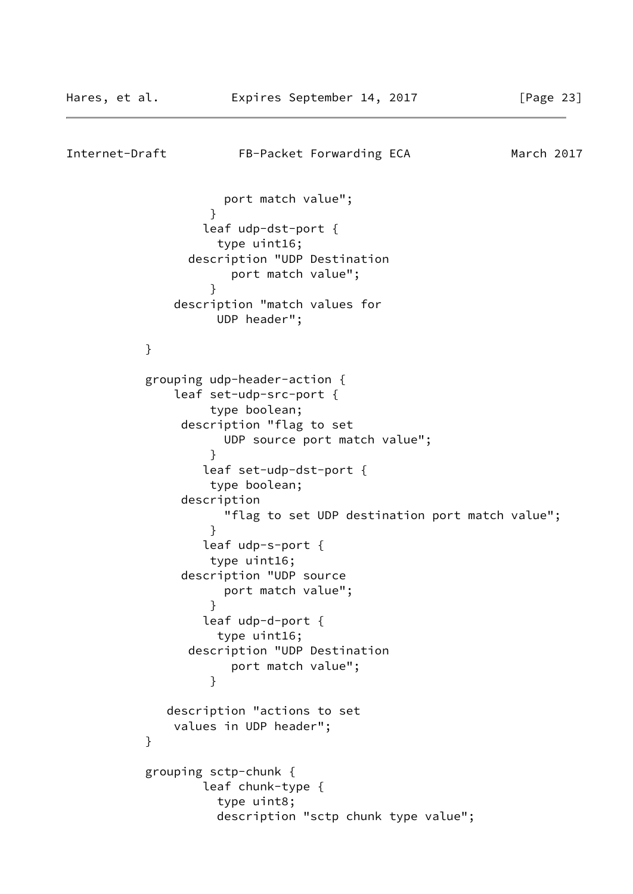```
                  port match value";
                }
              leaf udp-dst-port {
                 type uint16;
            description "UDP Destination
                   port match value";
                }
          description "match values for
                 UDP header";

         }

         grouping udp-header-action {
             leaf set-udp-src-port {
                  type boolean;
              description "flag to set
                    UDP source port match value";
                }
              leaf set-udp-dst-port {
                type boolean;
              description
                    "flag to set UDP destination port match value";
                }
              leaf udp-s-port {
                type uint16;
              description "UDP source
                    port match value";
                }
              leaf udp-d-port {
                 type uint16;
               description "UDP Destination
                     port match value";
                }

            description "actions to set
             values in UDP header";
         }

         grouping sctp-chunk {
                 leaf chunk-type {
                   type uint8;
                   description "sctp chunk type value";
```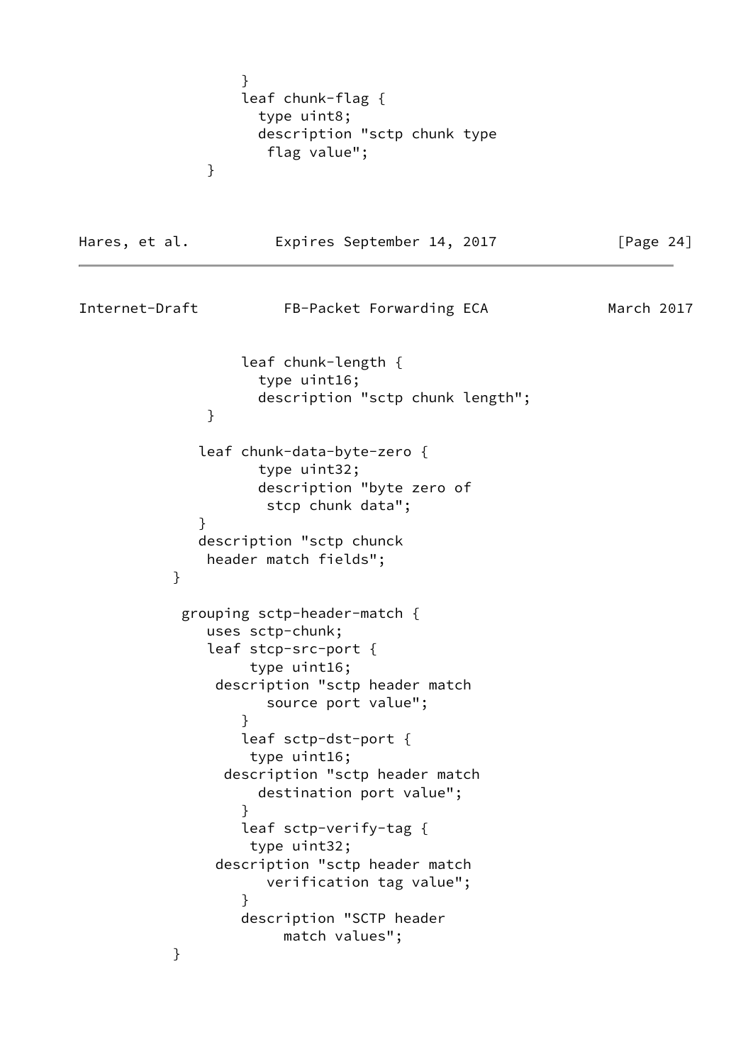```
                  }
                  leaf chunk-flag {
                    type uint8;
                    description "sctp chunk type
                     flag value";
              }
```

```
                  leaf chunk-length {
                    type uint16;
                    description "sctp chunk length";
              }

             leaf chunk-data-byte-zero {
                    type uint32;
                    description "byte zero of
                     stcp chunk data";
             }
             description "sctp chunck
              header match fields";
           }

            grouping sctp-header-match {
               uses sctp-chunk;
               leaf stcp-src-port {
                    type uint16;
                description "sctp header match
                      source port value";
                  }
                  leaf sctp-dst-port {
                   type uint16;
                 description "sctp header match
                    destination port value";
                  }
                  leaf sctp-verify-tag {
                   type uint32;
                description "sctp header match
                      verification tag value";
                  }
                  description "SCTP header
                       match values";
           }
```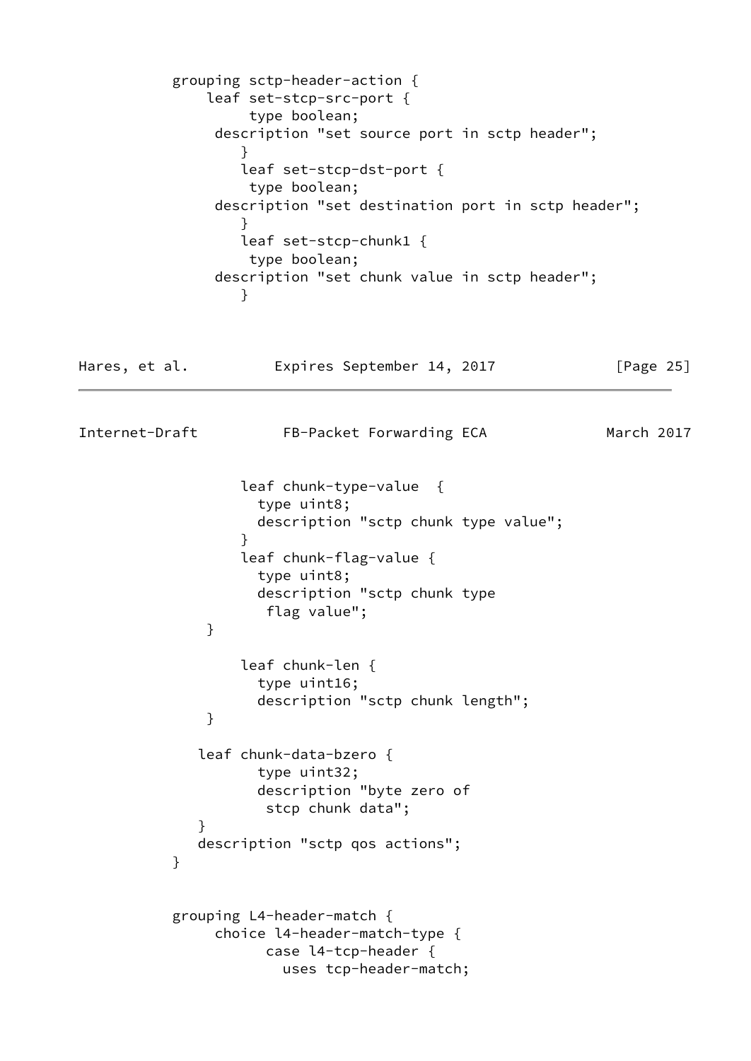```
           grouping sctp-header-action {
               leaf set-stcp-src-port {
                    type boolean;
                description "set source port in sctp header";
                   }
                   leaf set-stcp-dst-port {
                    type boolean;
                description "set destination port in sctp header";
                   }
                   leaf set-stcp-chunk1 {
                    type boolean;
                description "set chunk value in sctp header";
                   }
```

```
                   leaf chunk-type-value  {
                     type uint8;
                     description "sctp chunk type value";
                   }
                   leaf chunk-flag-value {
                     type uint8;
                     description "sctp chunk type
                      flag value";
               }

                   leaf chunk-len {
                     type uint16;
                     description "sctp chunk length";
               }

              leaf chunk-data-bzero {
                     type uint32;
                     description "byte zero of
                      stcp chunk data";
              }
              description "sctp qos actions";
           }


           grouping L4-header-match {
                choice l4-header-match-type {
                      case l4-tcp-header {
                        uses tcp-header-match;
```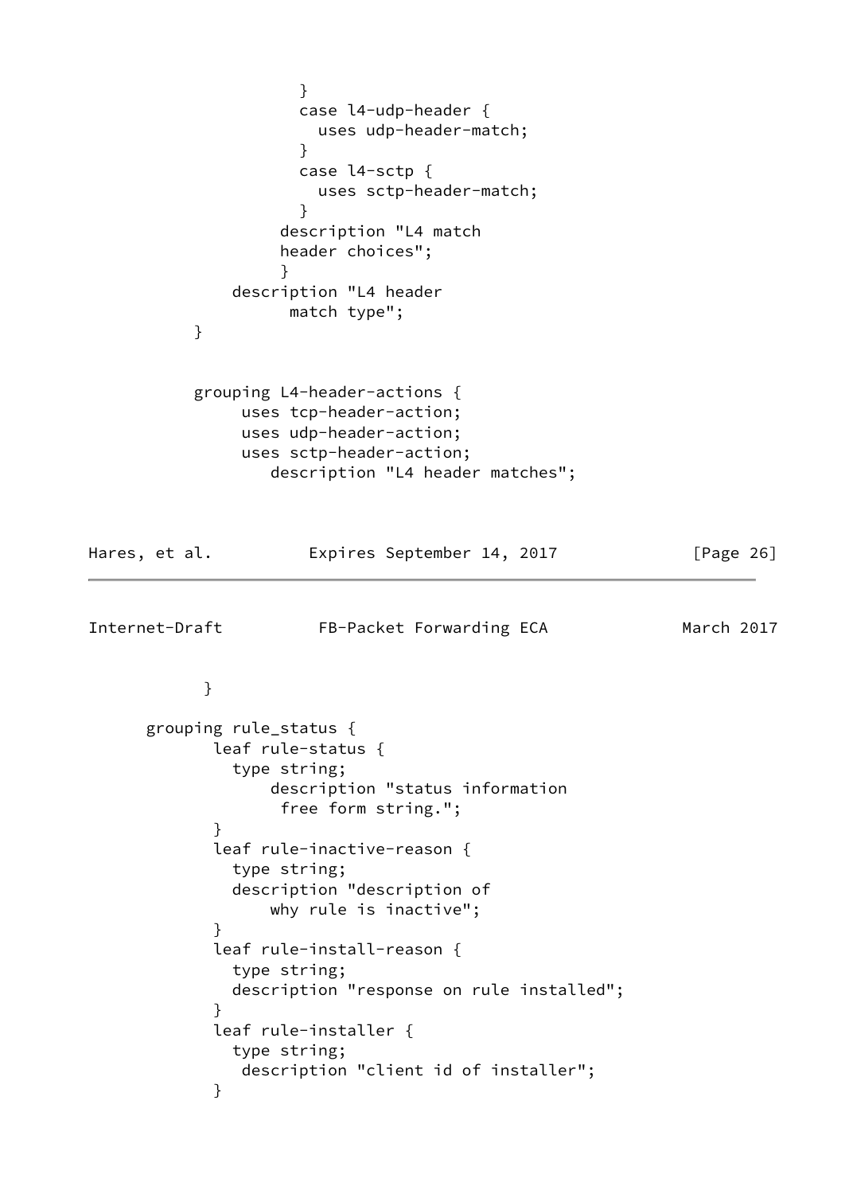```
                  }
                  case l4-udp-header {
                    uses udp-header-match;
                  }
                  case l4-sctp {
                    uses sctp-header-match;
                  }
                description "L4 match
                header choices";
                }
           description "L4 header
                 match type";
       }


       grouping L4-header-actions {
            uses tcp-header-action;
            uses udp-header-action;
            uses sctp-header-action;
               description "L4 header matches";
```

```
         }

    grouping rule_status {
           leaf rule-status {
             type string;
                 description "status information
                  free form string.";
           }
           leaf rule-inactive-reason {
             type string;
             description "description of
                 why rule is inactive";
           }
           leaf rule-install-reason {
             type string;
             description "response on rule installed";
           }
           leaf rule-installer {
             type string;
              description "client id of installer";
           }
```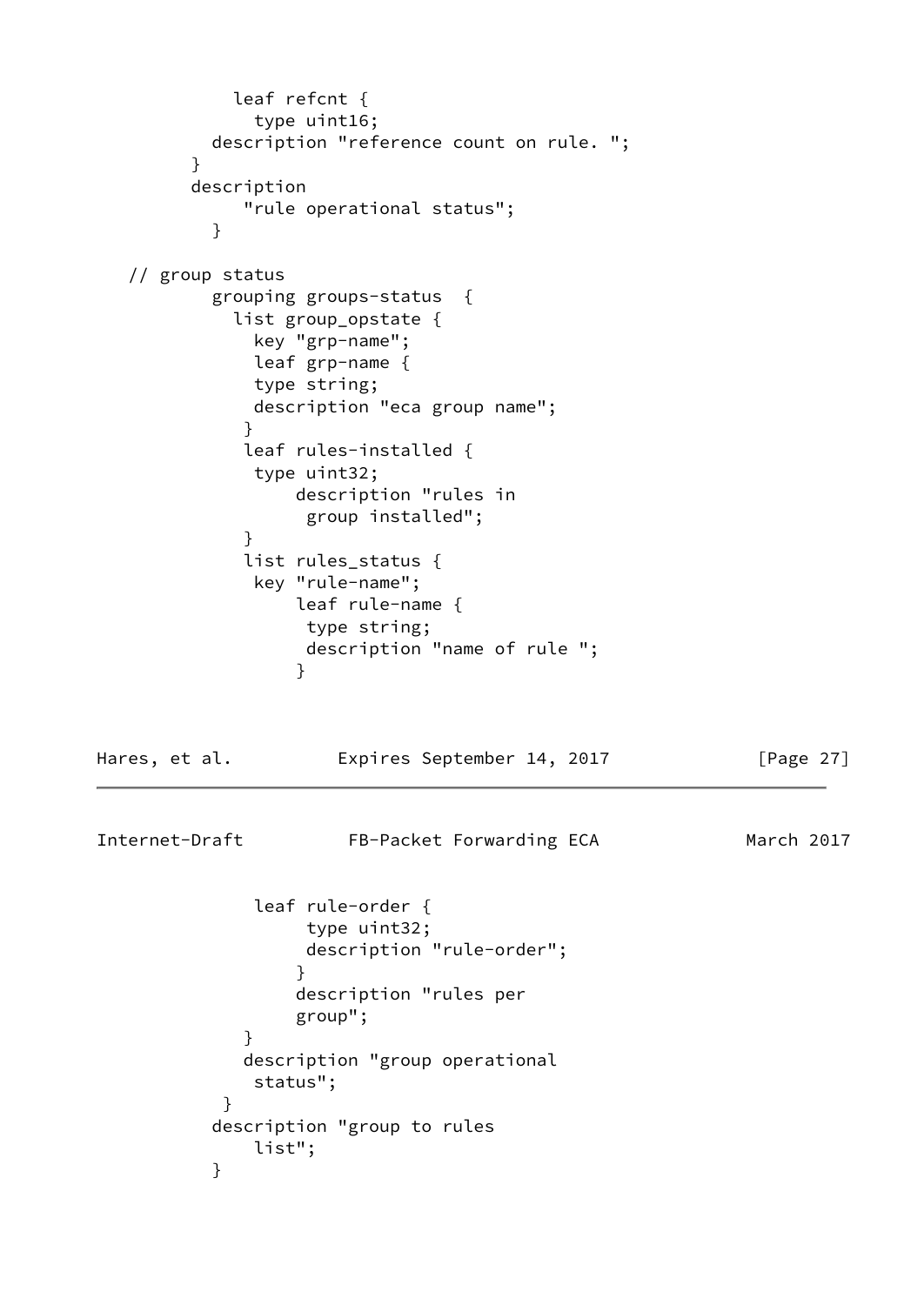```
            leaf refcnt {
              type uint16;
          description "reference count on rule. ";
        }
        description
             "rule operational status";
          }

   // group status
          grouping groups-status  {
            list group_opstate {
              key "grp-name";
              leaf grp-name {
              type string;
              description "eca group name";
             }
             leaf rules-installed {
              type uint32;
                  description "rules in
                   group installed";
             }
             list rules_status {
              key "rule-name";
                  leaf rule-name {
                   type string;
                   description "name of rule ";
                  }
```

```
              leaf rule-order {
                   type uint32;
                   description "rule-order";
                  }
                  description "rules per
                  group";
             }
             description "group operational
              status";
           }
          description "group to rules
              list";
          }
```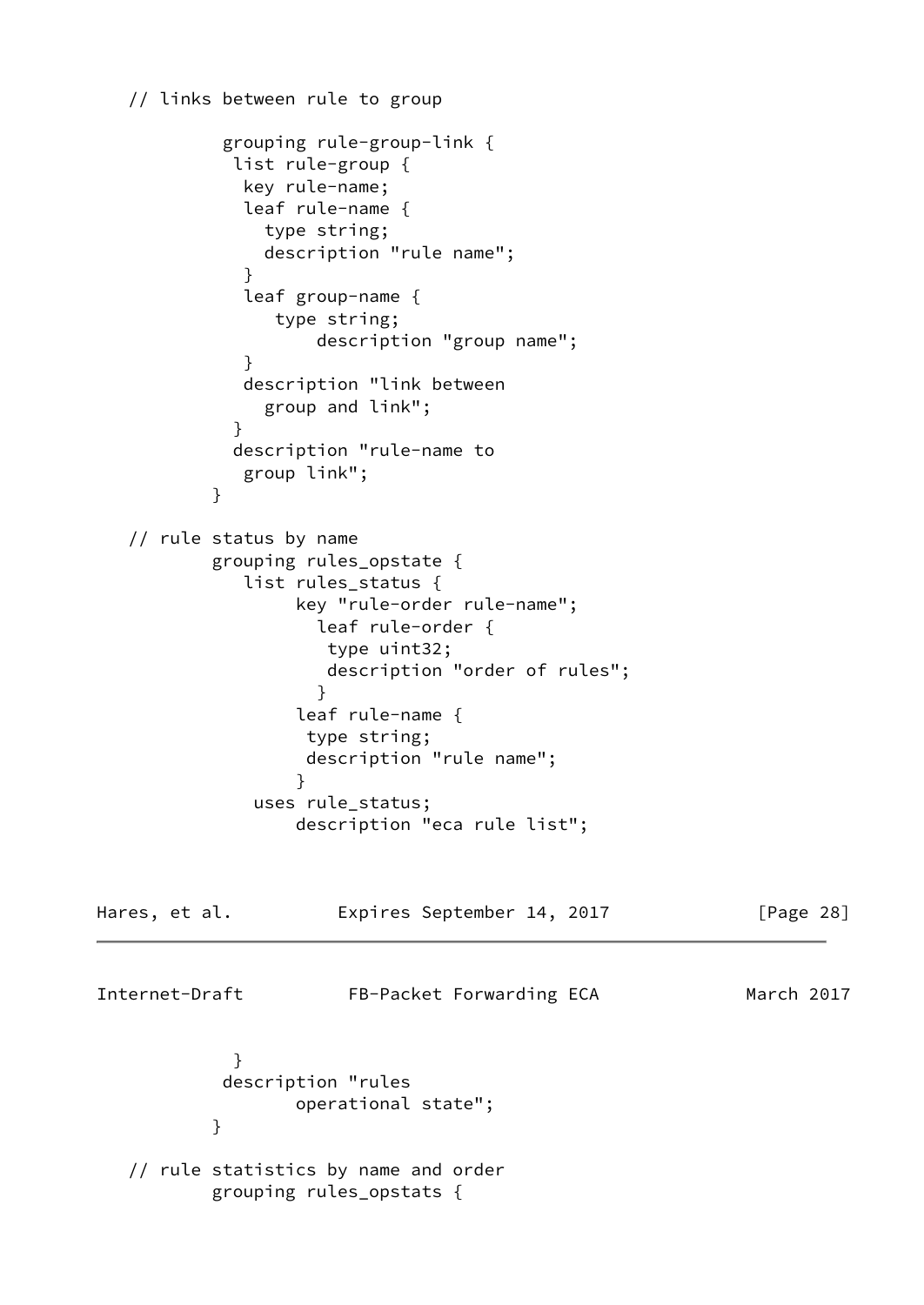```
   // links between rule to group

            grouping rule-group-link {
             list rule-group {
              key rule-name;
              leaf rule-name {
                type string;
                description "rule name";
              }
              leaf group-name {
                 type string;
                     description "group name";
              }
              description "link between
                group and link";
             }
             description "rule-name to
              group link";
           }

   // rule status by name
           grouping rules_opstate {
              list rules_status {
                   key "rule-order rule-name";
                     leaf rule-order {
                      type uint32;
                      description "order of rules";
                     }
                   leaf rule-name {
                    type string;
                    description "rule name";
                   }
               uses rule_status;
                   description "eca rule list";
             }
            description "rules
                   operational state";
           }

   // rule statistics by name and order
           grouping rules_opstats {
```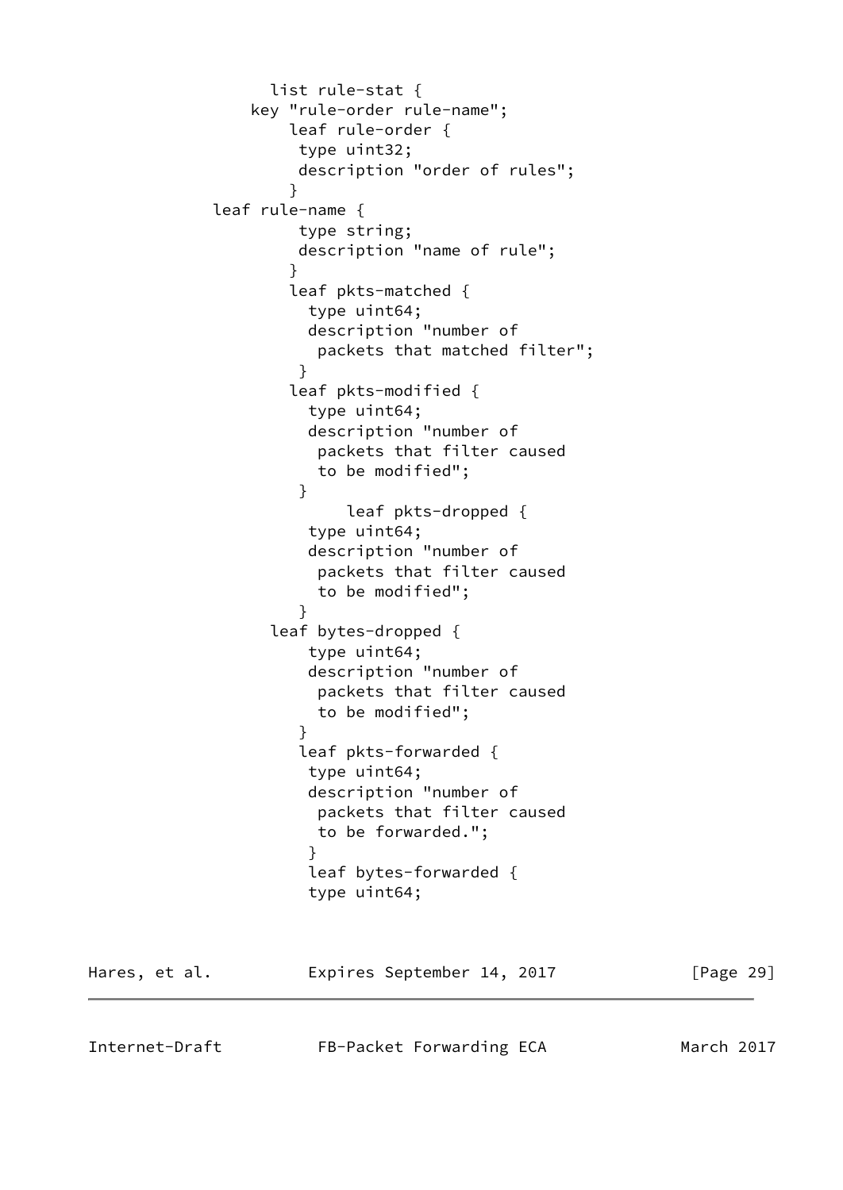```
                list rule-stat {
              key "rule-order rule-name";
                  leaf rule-order {
                   type uint32;
                   description "order of rules";
                  }
          leaf rule-name {
                   type string;
                   description "name of rule";
                  }
                  leaf pkts-matched {
                    type uint64;
                    description "number of
                     packets that matched filter";
                   }
                  leaf pkts-modified {
                    type uint64;
                    description "number of
                     packets that filter caused
                     to be modified";
                   }
                        leaf pkts-dropped {
                    type uint64;
                    description "number of
                     packets that filter caused
                     to be modified";
                   }
                leaf bytes-dropped {
                    type uint64;
                    description "number of
                     packets that filter caused
                     to be modified";
                   }
                   leaf pkts-forwarded {
                    type uint64;
                    description "number of
                     packets that filter caused
                     to be forwarded.";
                    }
                    leaf bytes-forwarded {
                    type uint64;
```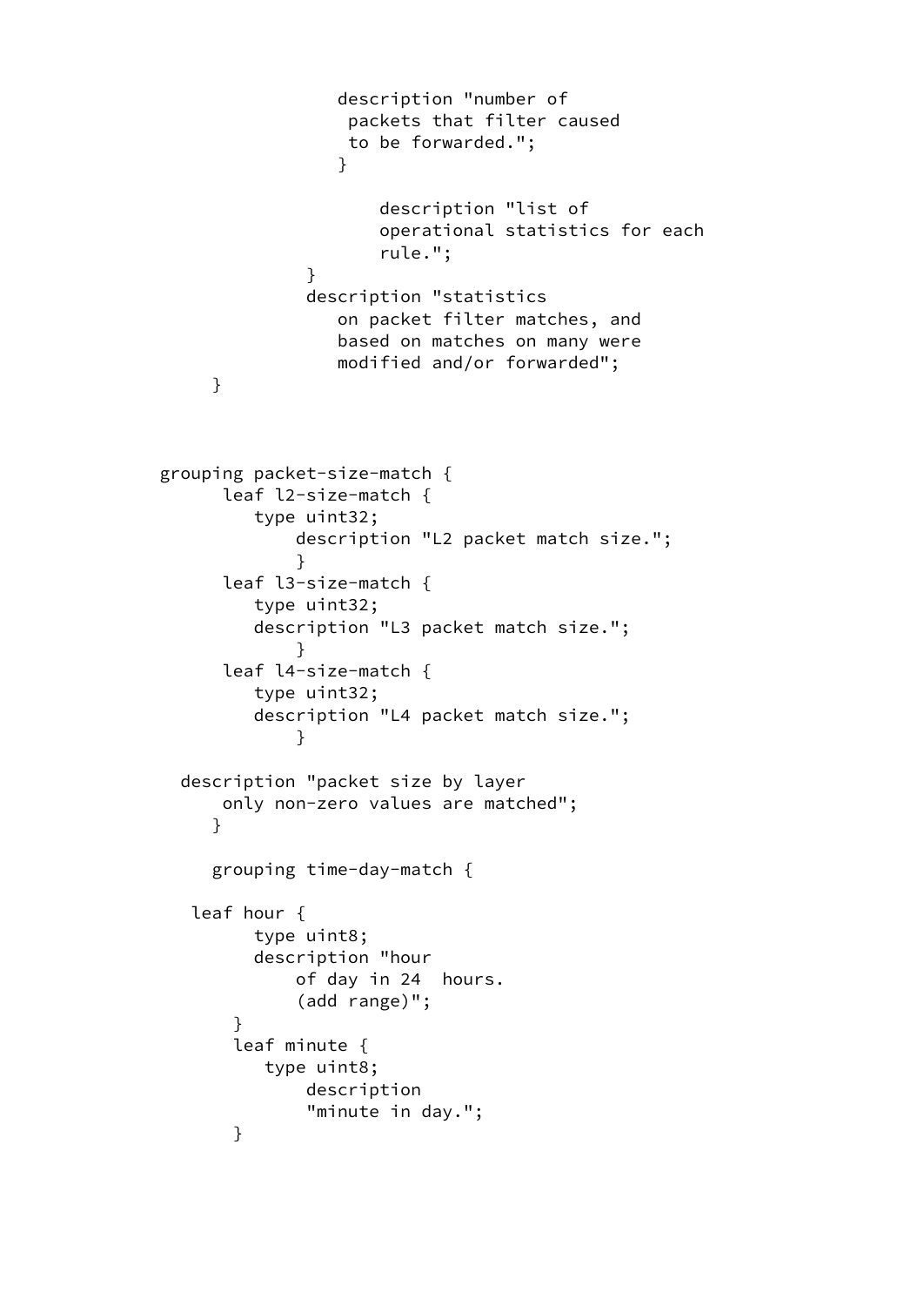```
                  description "number of
                   packets that filter caused
                   to be forwarded.";
                  }

                      description "list of
                      operational statistics for each
                      rule.";
               }
               description "statistics
                  on packet filter matches, and
                  based on matches on many were
                  modified and/or forwarded";
      }



   grouping packet-size-match {
         leaf l2-size-match {
            type uint32;
                description "L2 packet match size.";
                }
         leaf l3-size-match {
            type uint32;
            description "L3 packet match size.";
                }
         leaf l4-size-match {
            type uint32;
            description "L4 packet match size.";
                }

     description "packet size by layer
         only non-zero values are matched";
       }

       grouping time-day-match {

     leaf hour {
           type uint8;
           description "hour
               of day in 24  hours.
               (add range)";
         }
         leaf minute {
            type uint8;
                description
                "minute in day.";
         }
```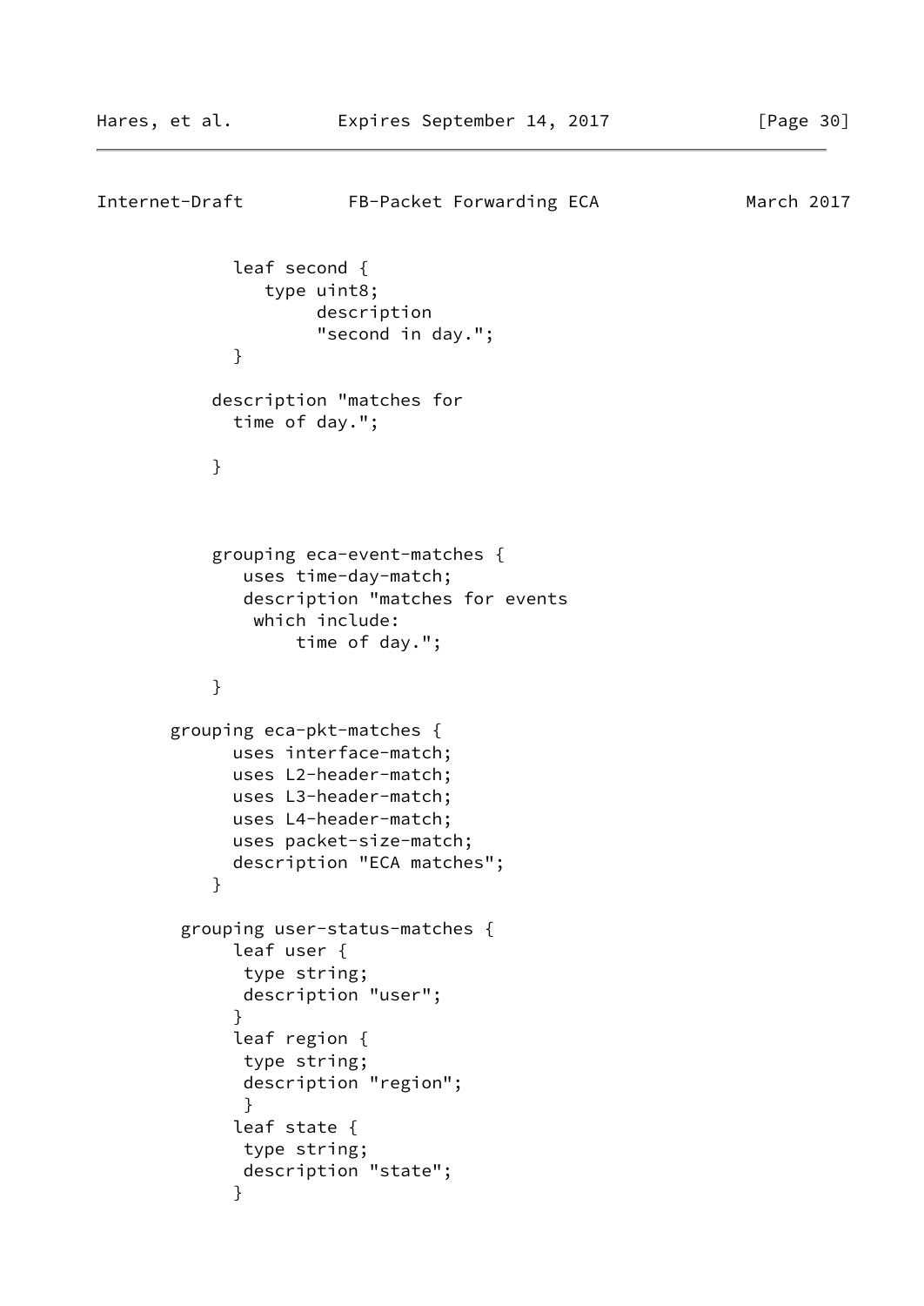```
            leaf second {
               type uint8;
                    description
                    "second in day.";
            }

          description "matches for
            time of day.";

          }



          grouping eca-event-matches {
             uses time-day-match;
             description "matches for events
              which include:
                  time of day.";

          }

       grouping eca-pkt-matches {
             uses interface-match;
             uses L2-header-match;
             uses L3-header-match;
             uses L4-header-match;
             uses packet-size-match;
             description "ECA matches";
          }

        grouping user-status-matches {
             leaf user {
              type string;
              description "user";
             }
             leaf region {
              type string;
              description "region";
              }
             leaf state {
              type string;
              description "state";
             }
```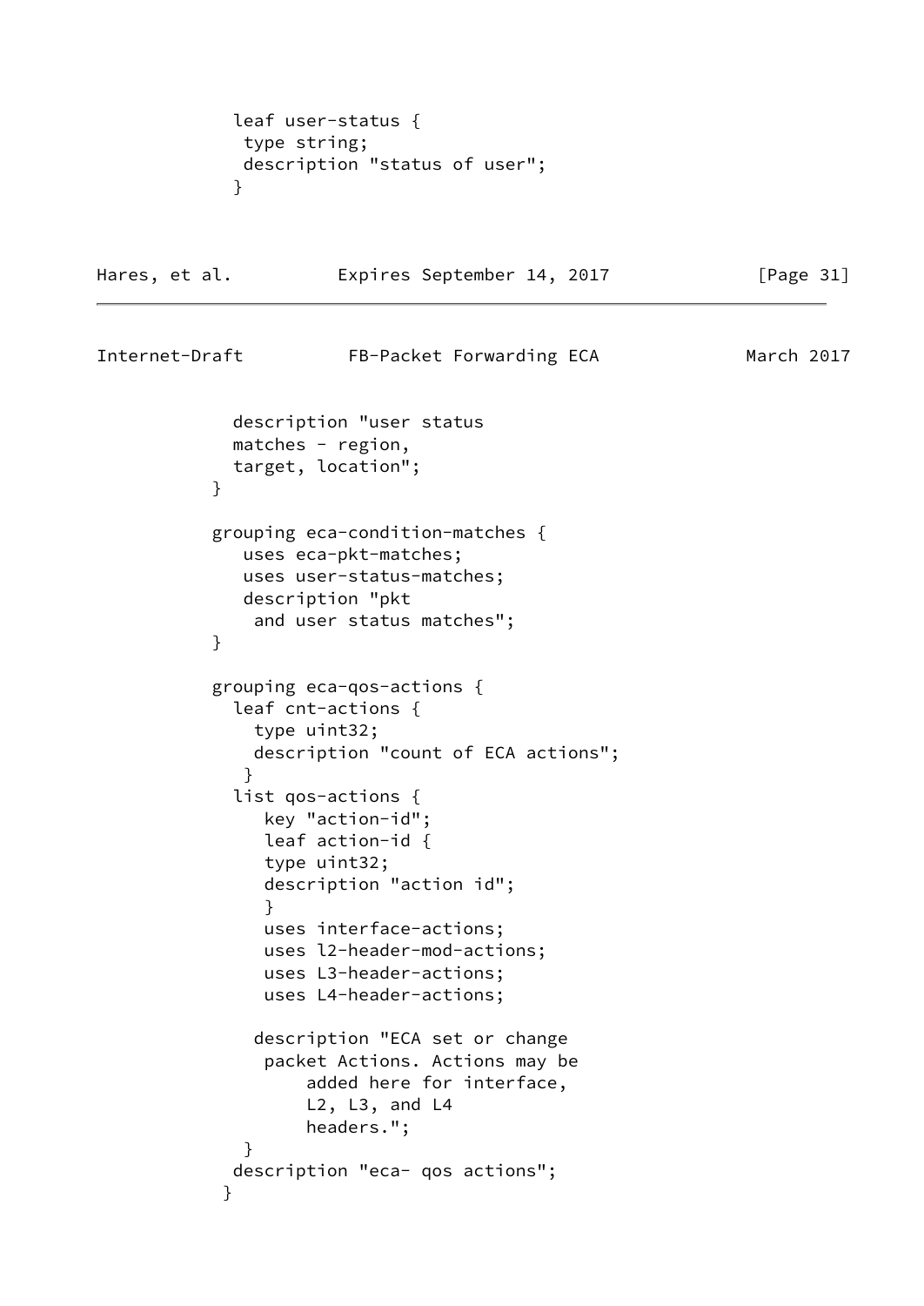```
            leaf user-status {
             type string;
             description "status of user";
            }
```

```
            description "user status
            matches - region,
            target, location";
          }

          grouping eca-condition-matches {
             uses eca-pkt-matches;
             uses user-status-matches;
             description "pkt
              and user status matches";
          }

          grouping eca-qos-actions {
            leaf cnt-actions {
              type uint32;
              description "count of ECA actions";
             }
            list qos-actions {
               key "action-id";
               leaf action-id {
               type uint32;
               description "action id";
               }
               uses interface-actions;
               uses l2-header-mod-actions;
               uses L3-header-actions;
               uses L4-header-actions;

              description "ECA set or change
               packet Actions. Actions may be
                   added here for interface,
                   L2, L3, and L4
                   headers.";
             }
            description "eca- qos actions";
           }
```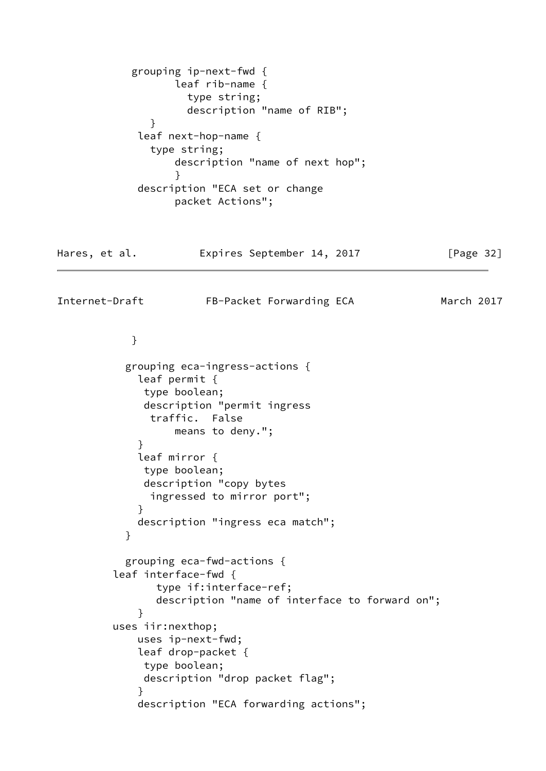```
             grouping ip-next-fwd {
                    leaf rib-name {
                      type string;
                      description "name of RIB";
                 }
              leaf next-hop-name {
                type string;
                    description "name of next hop";
                    }
              description "ECA set or change
                    packet Actions";
```

```
             }

            grouping eca-ingress-actions {
              leaf permit {
               type boolean;
               description "permit ingress
                traffic.  False
                    means to deny.";
              }
              leaf mirror {
               type boolean;
               description "copy bytes
                ingressed to mirror port";
              }
              description "ingress eca match";
            }

            grouping eca-fwd-actions {
          leaf interface-fwd {
                 type if:interface-ref;
                 description "name of interface to forward on";
              }
          uses iir:nexthop;
              uses ip-next-fwd;
              leaf drop-packet {
               type boolean;
               description "drop packet flag";
              }
              description "ECA forwarding actions";
```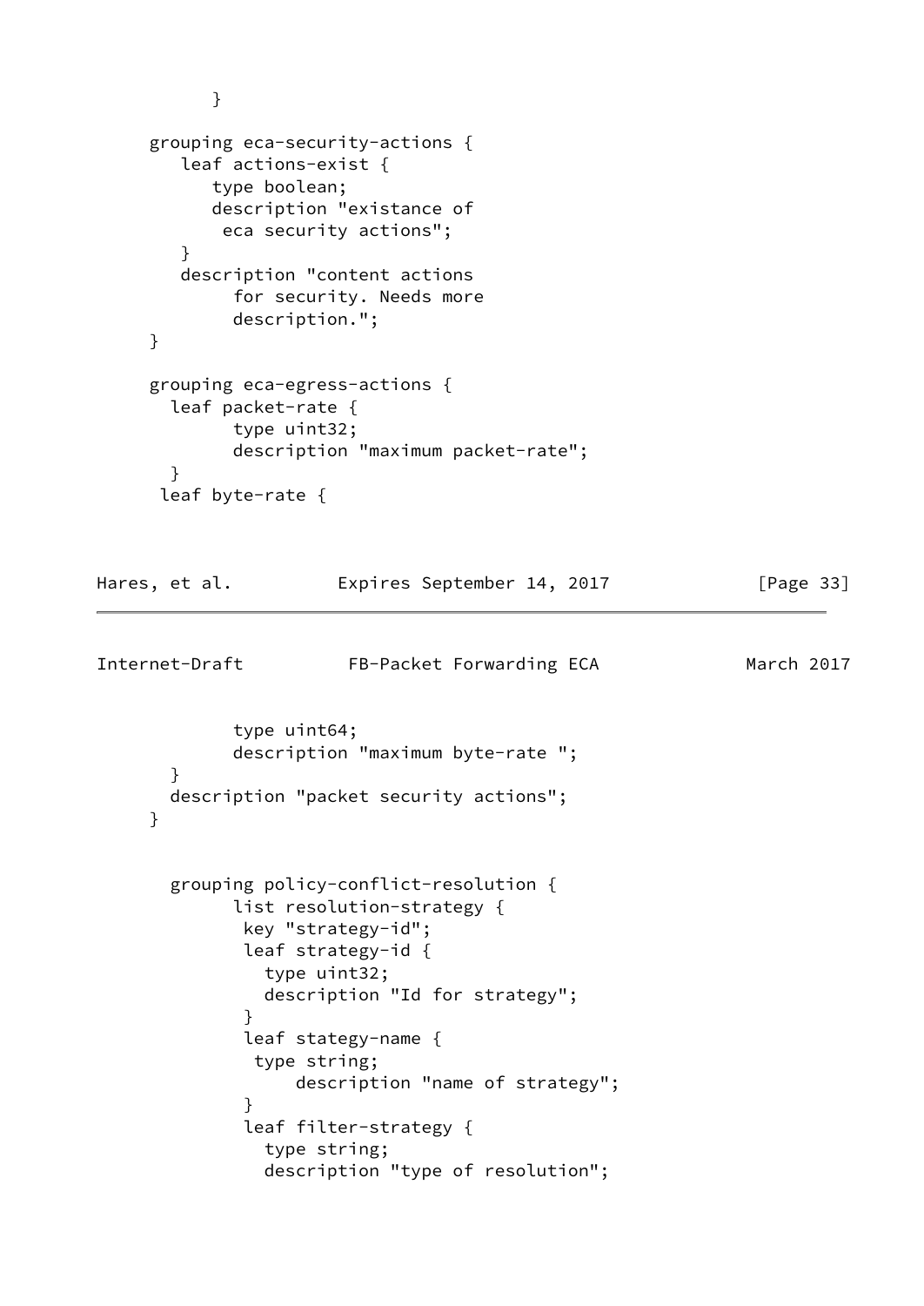```
           }

     grouping eca-security-actions {
        leaf actions-exist {
           type boolean;
           description "existance of
            eca security actions";
        }
        description "content actions
             for security. Needs more
             description.";
     }

     grouping eca-egress-actions {
       leaf packet-rate {
             type uint32;
             description "maximum packet-rate";
       }
      leaf byte-rate {
             type uint64;
             description "maximum byte-rate ";
       }
       description "packet security actions";
     }


       grouping policy-conflict-resolution {
             list resolution-strategy {
              key "strategy-id";
              leaf strategy-id {
                type uint32;
                description "Id for strategy";
              }
              leaf stategy-name {
               type string;
                   description "name of strategy";
              }
              leaf filter-strategy {
                type string;
                description "type of resolution";
```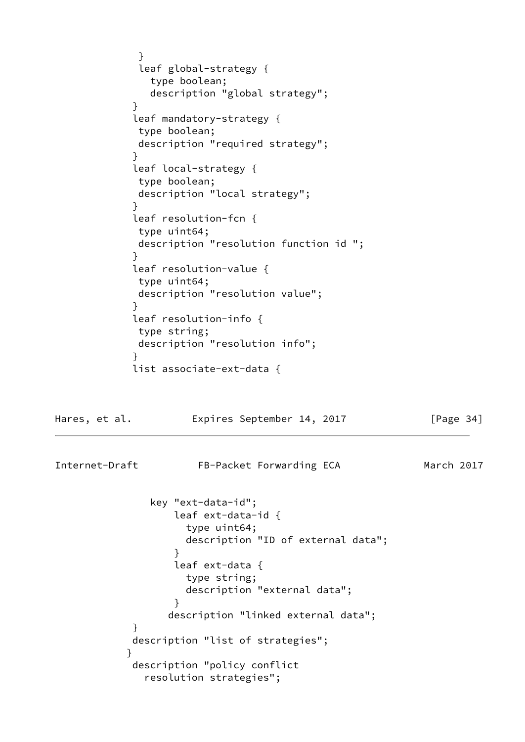```
            }
            leaf global-strategy {
              type boolean;
              description "global strategy";
           }
           leaf mandatory-strategy {
            type boolean;
            description "required strategy";
           }
           leaf local-strategy {
            type boolean;
            description "local strategy";
           }
           leaf resolution-fcn {
            type uint64;
            description "resolution function id ";
           }
           leaf resolution-value {
            type uint64;
            description "resolution value";
           }
           leaf resolution-info {
            type string;
            description "resolution info";
           }
           list associate-ext-data {
```

```
              key "ext-data-id";
                  leaf ext-data-id {
                    type uint64;
                    description "ID of external data";
                  }
                  leaf ext-data {
                    type string;
                    description "external data";
                  }
                 description "linked external data";
           }
           description "list of strategies";
          }
           description "policy conflict
             resolution strategies";
```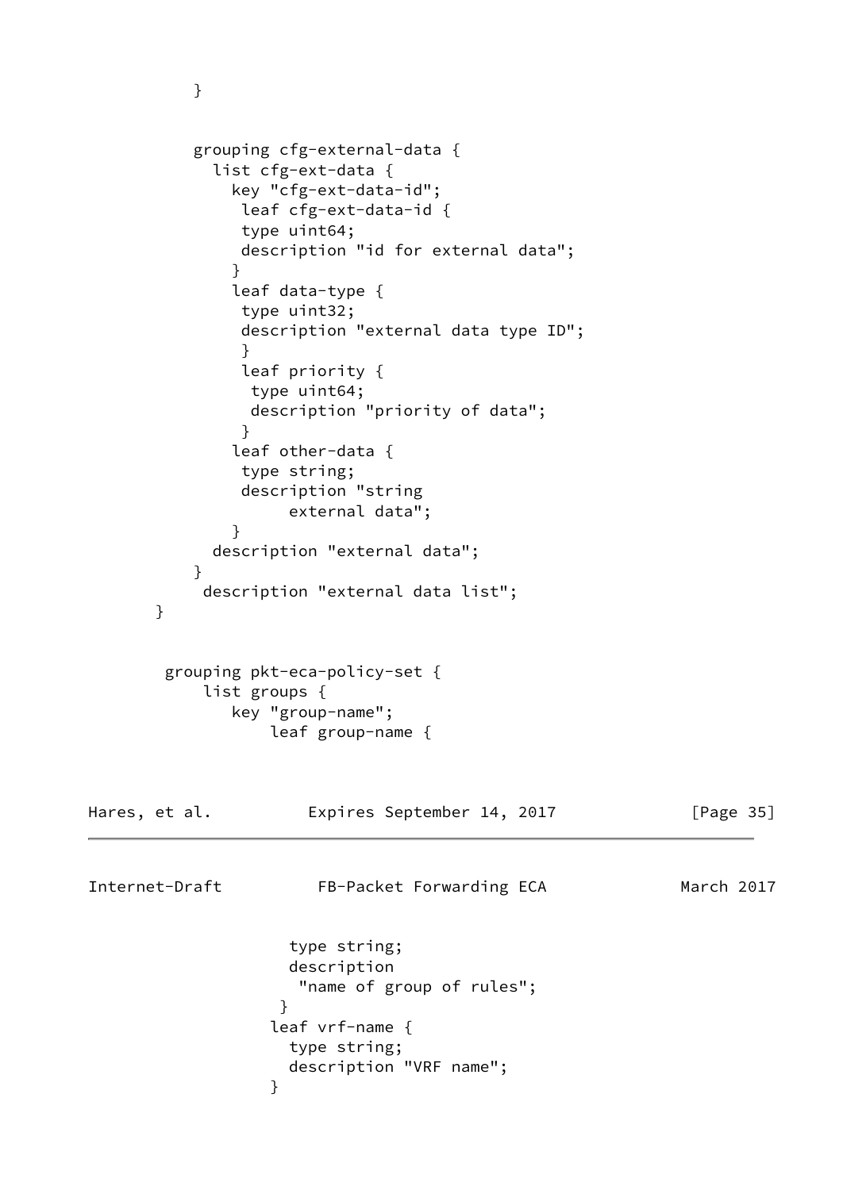```
           }


           grouping cfg-external-data {
             list cfg-ext-data {
               key "cfg-ext-data-id";
                leaf cfg-ext-data-id {
                type uint64;
                description "id for external data";
               }
               leaf data-type {
                type uint32;
                description "external data type ID";
                }
                leaf priority {
                 type uint64;
                 description "priority of data";
                }
               leaf other-data {
                type string;
                description "string
                     external data";
               }
             description "external data";
           }
            description "external data list";
       }


        grouping pkt-eca-policy-set {
            list groups {
               key "group-name";
                   leaf group-name {
```

```
                     type string;
                     description
                      "name of group of rules";
                    }
                   leaf vrf-name {
                     type string;
                     description "VRF name";
                   }
```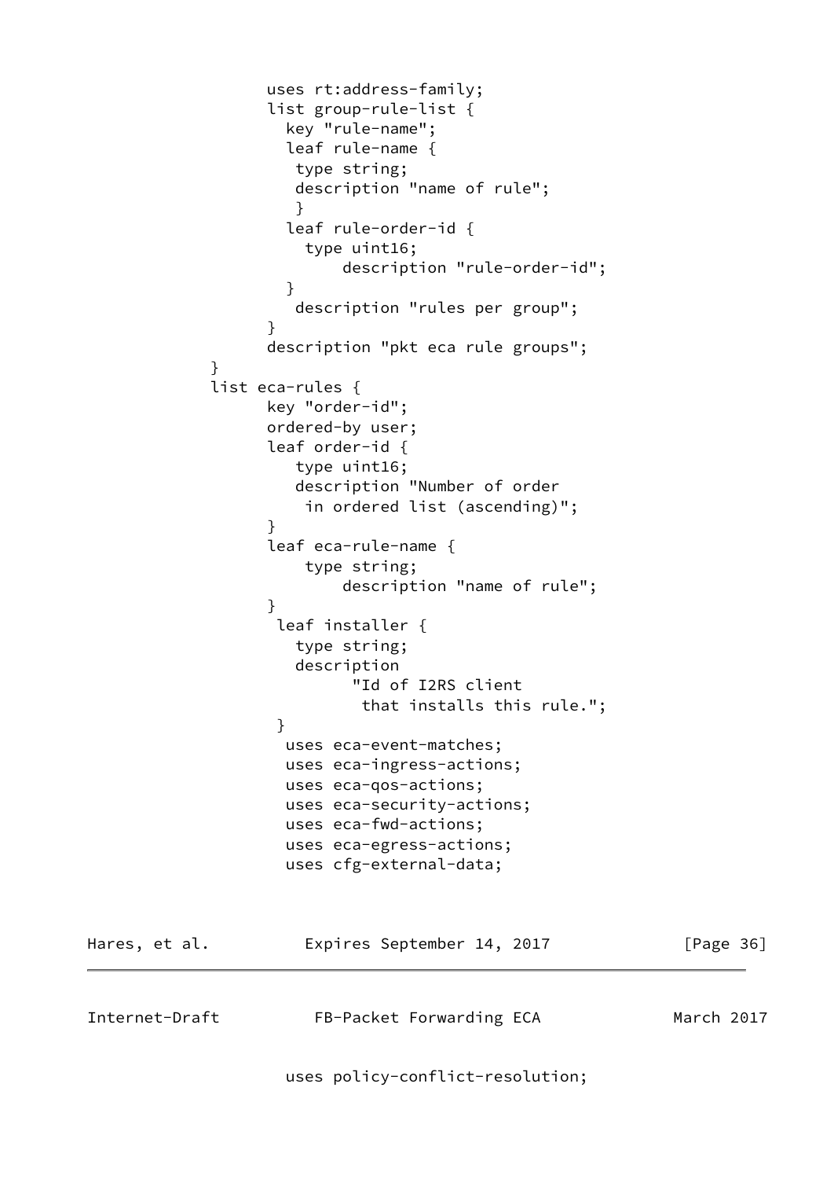```
                 uses rt:address-family;
                 list group-rule-list {
                   key "rule-name";
                   leaf rule-name {
                    type string;
                    description "name of rule";
                    }
                   leaf rule-order-id {
                     type uint16;
                         description "rule-order-id";
                   }
                    description "rules per group";
                 }
                 description "pkt eca rule groups";
           }
           list eca-rules {
                 key "order-id";
                 ordered-by user;
                 leaf order-id {
                    type uint16;
                    description "Number of order
                     in ordered list (ascending)";
                 }
                 leaf eca-rule-name {
                     type string;
                         description "name of rule";
                 }
                  leaf installer {
                    type string;
                    description
                          "Id of I2RS client
                           that installs this rule.";
                  }
                   uses eca-event-matches;
                   uses eca-ingress-actions;
                   uses eca-qos-actions;
                   uses eca-security-actions;
                   uses eca-fwd-actions;
                   uses eca-egress-actions;
                   uses cfg-external-data;
```

```
                   uses policy-conflict-resolution;
```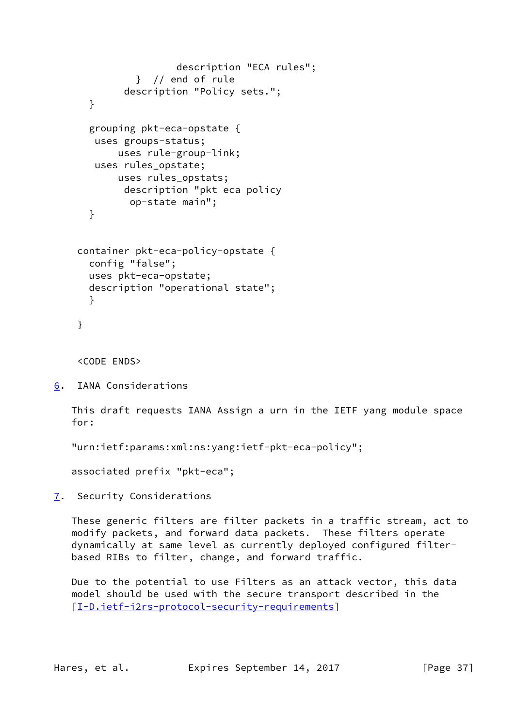```
                     description "ECA rules";
              }  // end of rule
            description "Policy sets.";
      }

      grouping pkt-eca-opstate {
       uses groups-status;
           uses rule-group-link;
       uses rules_opstate;
           uses rules_opstats;
            description "pkt eca policy
             op-state main";
      }


    container pkt-eca-policy-opstate {
      config "false";
      uses pkt-eca-opstate;
      description "operational state";
      }

    }


    <CODE ENDS>
```

## 6. IANA Considerations

This draft requests IANA Assign a urn in the IETF yang module space for:

"urn:ietf:params:xml:ns:yang:ietf-pkt-eca-policy";

associated prefix "pkt-eca";

## 7. Security Considerations

These generic filters are filter packets in a traffic stream, act to modify packets, and forward data packets. These filters operate dynamically at same level as currently deployed configured filter-based RIBs to filter, change, and forward traffic.

Due to the potential to use Filters as an attack vector, this data model should be used with the secure transport described in the [I-D.ietf-i2rs-protocol-security-requirements]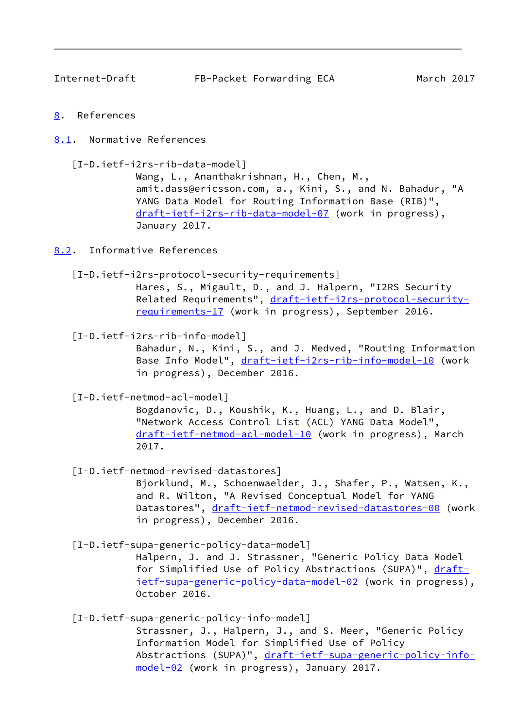# 8. References

## 8.1. Normative References

[I-D.ietf-i2rs-rib-data-model]
Wang, L., Ananthakrishnan, H., Chen, M., amit.dass@ericsson.com, a., Kini, S., and N. Bahadur, "A YANG Data Model for Routing Information Base (RIB)", draft-ietf-i2rs-rib-data-model-07 (work in progress), January 2017.

## 8.2. Informative References

[I-D.ietf-i2rs-protocol-security-requirements]
Hares, S., Migault, D., and J. Halpern, "I2RS Security Related Requirements", draft-ietf-i2rs-protocol-security-requirements-17 (work in progress), September 2016.

[I-D.ietf-i2rs-rib-info-model]
Bahadur, N., Kini, S., and J. Medved, "Routing Information Base Info Model", draft-ietf-i2rs-rib-info-model-10 (work in progress), December 2016.

[I-D.ietf-netmod-acl-model]
Bogdanovic, D., Koushik, K., Huang, L., and D. Blair, "Network Access Control List (ACL) YANG Data Model", draft-ietf-netmod-acl-model-10 (work in progress), March 2017.

[I-D.ietf-netmod-revised-datastores]
Bjorklund, M., Schoenwaelder, J., Shafer, P., Watsen, K., and R. Wilton, "A Revised Conceptual Model for YANG Datastores", draft-ietf-netmod-revised-datastores-00 (work in progress), December 2016.

[I-D.ietf-supa-generic-policy-data-model]
Halpern, J. and J. Strassner, "Generic Policy Data Model for Simplified Use of Policy Abstractions (SUPA)", draft-ietf-supa-generic-policy-data-model-02 (work in progress), October 2016.

[I-D.ietf-supa-generic-policy-info-model]
Strassner, J., Halpern, J., and S. Meer, "Generic Policy Information Model for Simplified Use of Policy Abstractions (SUPA)", draft-ietf-supa-generic-policy-info-model-02 (work in progress), January 2017.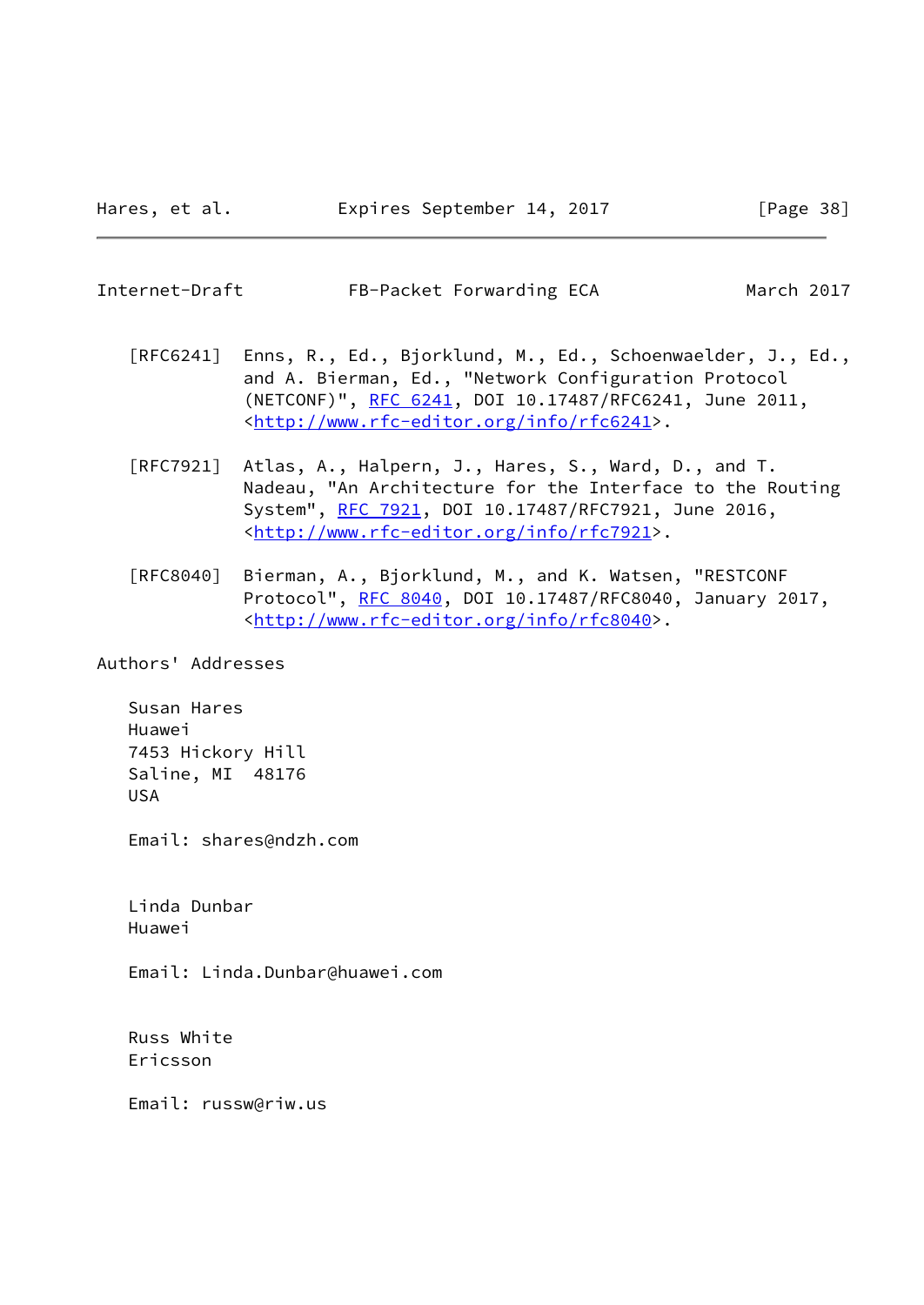[RFC6241] Enns, R., Ed., Bjorklund, M., Ed., Schoenwaelder, J., Ed., and A. Bierman, Ed., "Network Configuration Protocol (NETCONF)", RFC 6241, DOI 10.17487/RFC6241, June 2011, <http://www.rfc-editor.org/info/rfc6241>.

[RFC7921] Atlas, A., Halpern, J., Hares, S., Ward, D., and T. Nadeau, "An Architecture for the Interface to the Routing System", RFC 7921, DOI 10.17487/RFC7921, June 2016, <http://www.rfc-editor.org/info/rfc7921>.

[RFC8040] Bierman, A., Bjorklund, M., and K. Watsen, "RESTCONF Protocol", RFC 8040, DOI 10.17487/RFC8040, January 2017, <http://www.rfc-editor.org/info/rfc8040>.

## Authors' Addresses

Susan Hares
Huawei
7453 Hickory Hill
Saline, MI 48176
USA

Email: shares@ndzh.com

Linda Dunbar
Huawei

Email: Linda.Dunbar@huawei.com

Russ White
Ericsson

Email: russw@riw.us